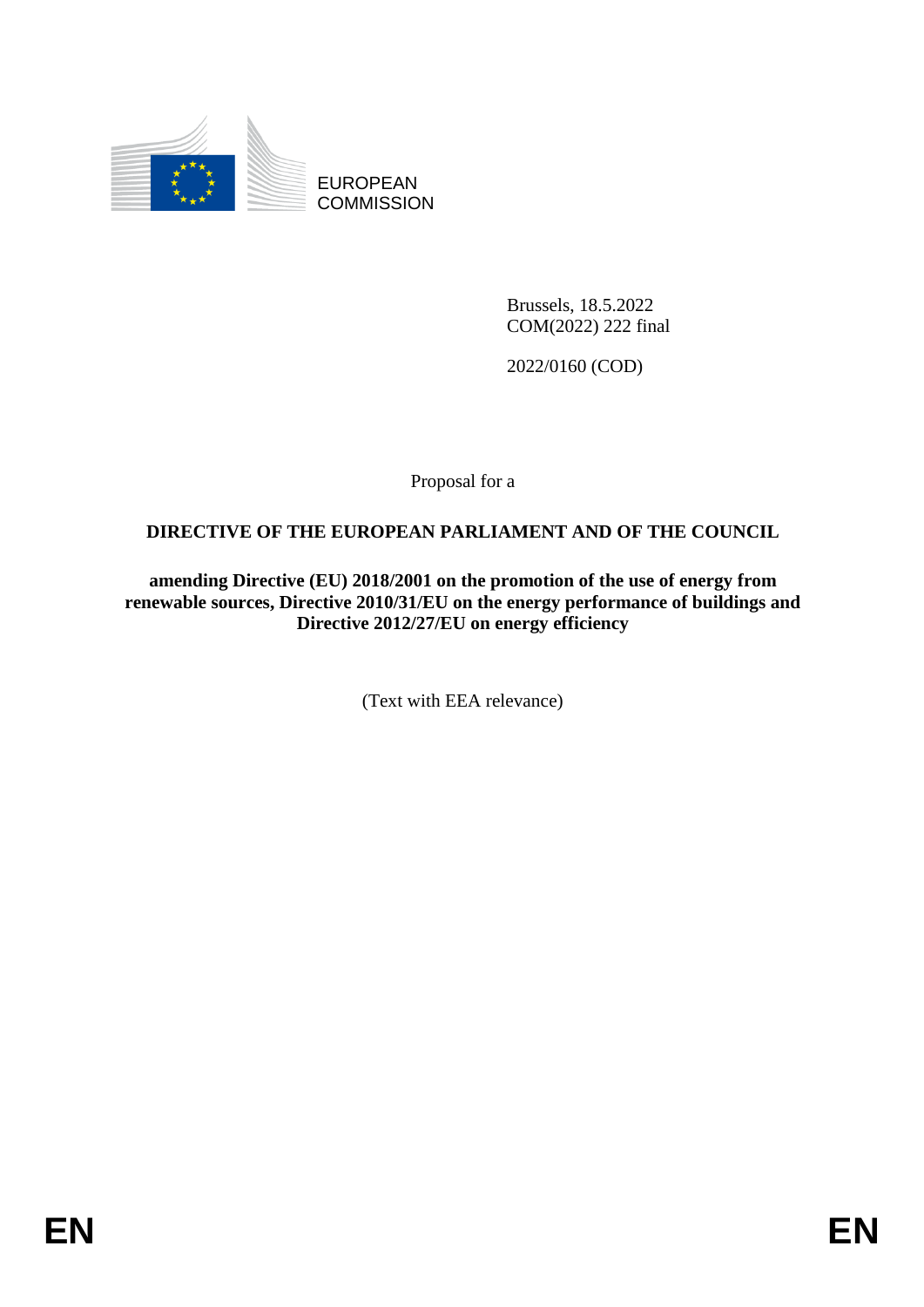EUROPEAN COMMISSION

Brussels, 18.5.2022
COM(2022) 222 final

2022/0160 (COD)

Proposal for a

# DIRECTIVE OF THE EUROPEAN PARLIAMENT AND OF THE COUNCIL

**amending Directive (EU) 2018/2001 on the promotion of the use of energy from renewable sources, Directive 2010/31/EU on the energy performance of buildings and Directive 2012/27/EU on energy efficiency**

(Text with EEA relevance)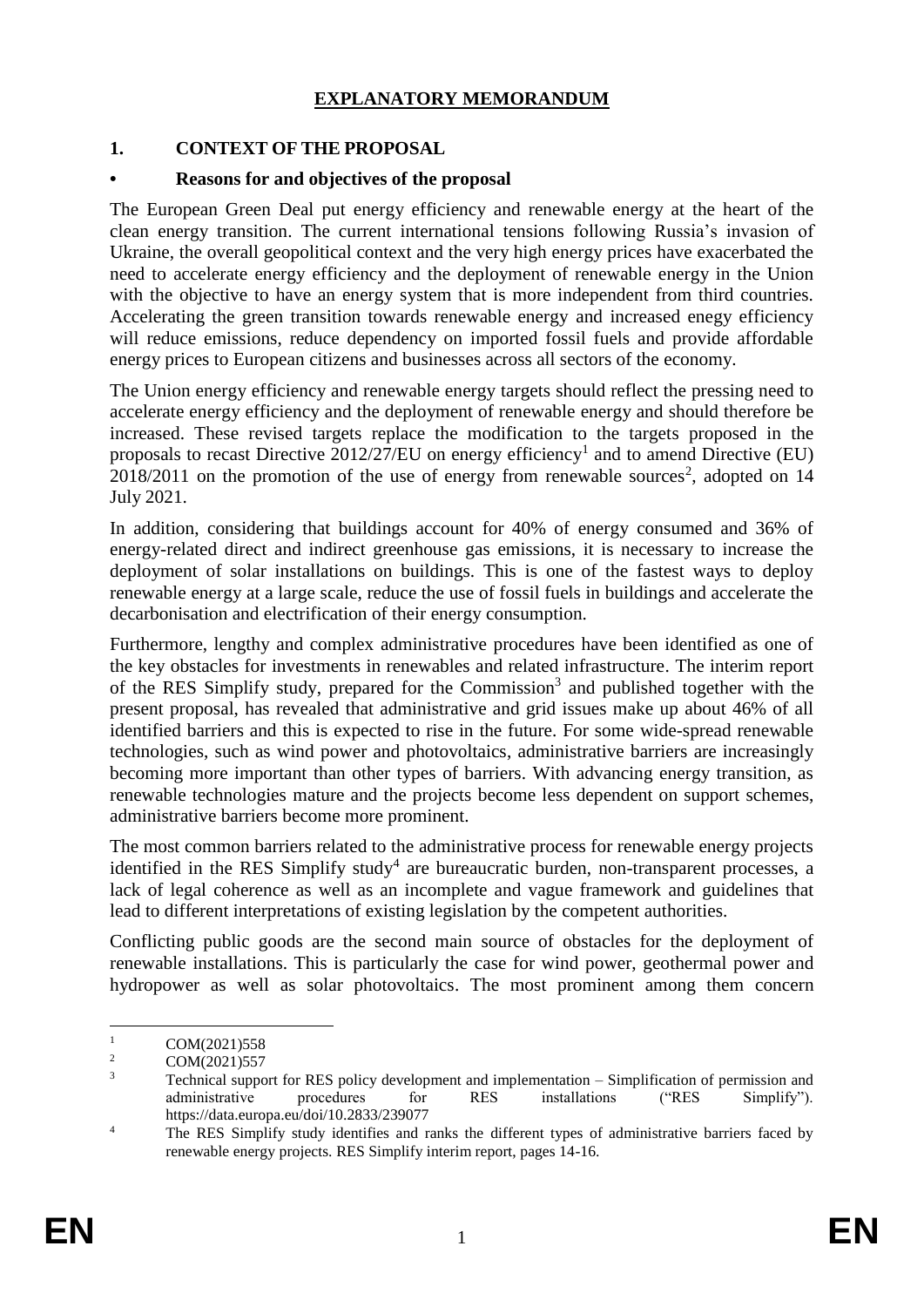# EXPLANATORY MEMORANDUM

## 1. CONTEXT OF THE PROPOSAL

### • Reasons for and objectives of the proposal

The European Green Deal put energy efficiency and renewable energy at the heart of the clean energy transition. The current international tensions following Russia's invasion of Ukraine, the overall geopolitical context and the very high energy prices have exacerbated the need to accelerate energy efficiency and the deployment of renewable energy in the Union with the objective to have an energy system that is more independent from third countries. Accelerating the green transition towards renewable energy and increased enegy efficiency will reduce emissions, reduce dependency on imported fossil fuels and provide affordable energy prices to European citizens and businesses across all sectors of the economy.

The Union energy efficiency and renewable energy targets should reflect the pressing need to accelerate energy efficiency and the deployment of renewable energy and should therefore be increased. These revised targets replace the modification to the targets proposed in the proposals to recast Directive 2012/27/EU on energy efficiency[1] and to amend Directive (EU) 2018/2011 on the promotion of the use of energy from renewable sources[2], adopted on 14 July 2021.

In addition, considering that buildings account for 40% of energy consumed and 36% of energy-related direct and indirect greenhouse gas emissions, it is necessary to increase the deployment of solar installations on buildings. This is one of the fastest ways to deploy renewable energy at a large scale, reduce the use of fossil fuels in buildings and accelerate the decarbonisation and electrification of their energy consumption.

Furthermore, lengthy and complex administrative procedures have been identified as one of the key obstacles for investments in renewables and related infrastructure. The interim report of the RES Simplify study, prepared for the Commission[3] and published together with the present proposal, has revealed that administrative and grid issues make up about 46% of all identified barriers and this is expected to rise in the future. For some wide-spread renewable technologies, such as wind power and photovoltaics, administrative barriers are increasingly becoming more important than other types of barriers. With advancing energy transition, as renewable technologies mature and the projects become less dependent on support schemes, administrative barriers become more prominent.

The most common barriers related to the administrative process for renewable energy projects identified in the RES Simplify study[4] are bureaucratic burden, non-transparent processes, a lack of legal coherence as well as an incomplete and vague framework and guidelines that lead to different interpretations of existing legislation by the competent authorities.

Conflicting public goods are the second main source of obstacles for the deployment of renewable installations. This is particularly the case for wind power, geothermal power and hydropower as well as solar photovoltaics. The most prominent among them concern

---

[1] COM(2021)558

[2] COM(2021)557

[3] Technical support for RES policy development and implementation – Simplification of permission and administrative procedures for RES installations ("RES Simplify"). https://data.europa.eu/doi/10.2833/239077

[4] The RES Simplify study identifies and ranks the different types of administrative barriers faced by renewable energy projects. RES Simplify interim report, pages 14-16.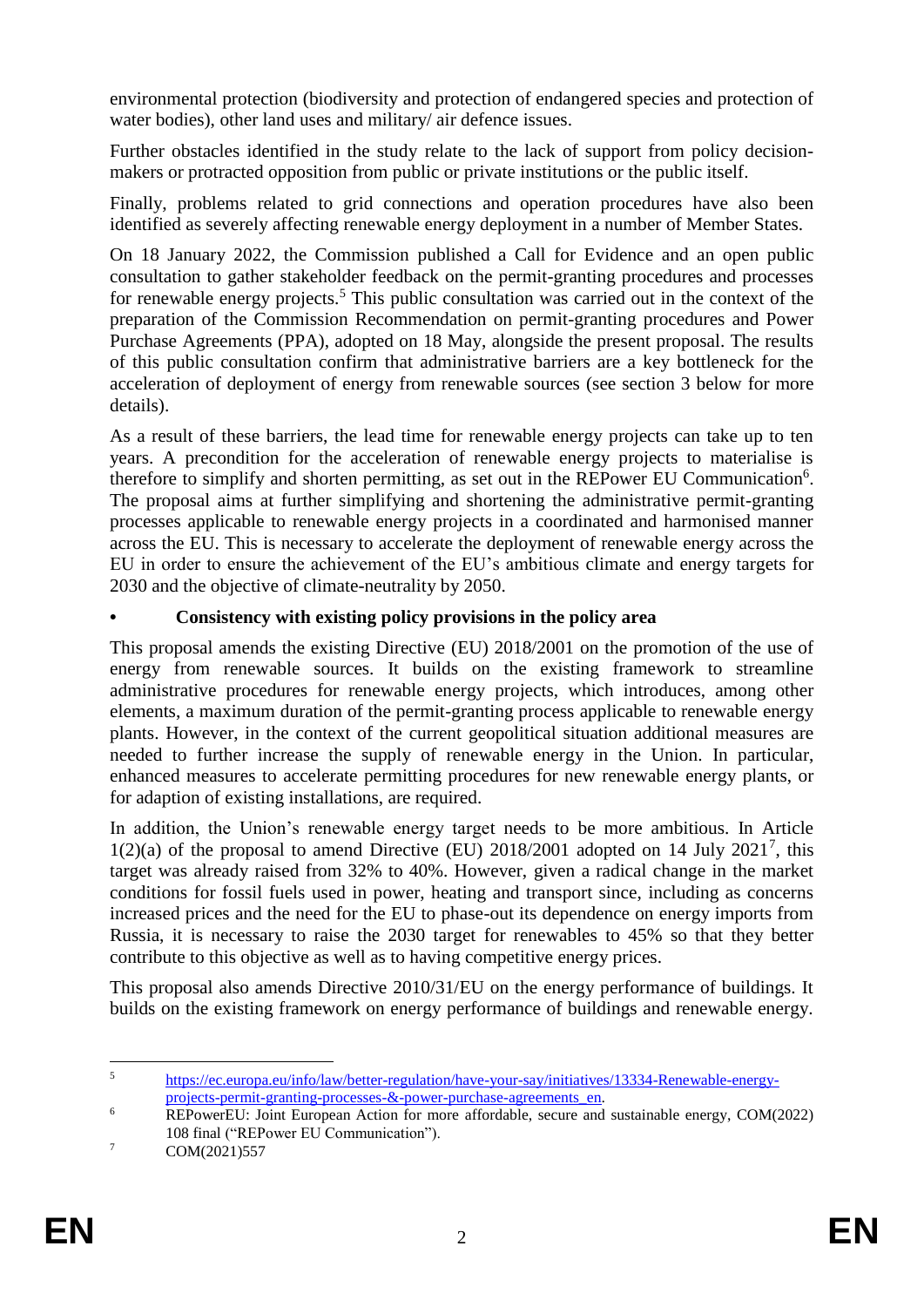environmental protection (biodiversity and protection of endangered species and protection of water bodies), other land uses and military/ air defence issues.

Further obstacles identified in the study relate to the lack of support from policy decision-makers or protracted opposition from public or private institutions or the public itself.

Finally, problems related to grid connections and operation procedures have also been identified as severely affecting renewable energy deployment in a number of Member States.

On 18 January 2022, the Commission published a Call for Evidence and an open public consultation to gather stakeholder feedback on the permit-granting procedures and processes for renewable energy projects.[5] This public consultation was carried out in the context of the preparation of the Commission Recommendation on permit-granting procedures and Power Purchase Agreements (PPA), adopted on 18 May, alongside the present proposal. The results of this public consultation confirm that administrative barriers are a key bottleneck for the acceleration of deployment of energy from renewable sources (see section 3 below for more details).

As a result of these barriers, the lead time for renewable energy projects can take up to ten years. A precondition for the acceleration of renewable energy projects to materialise is therefore to simplify and shorten permitting, as set out in the REPower EU Communication[6]. The proposal aims at further simplifying and shortening the administrative permit-granting processes applicable to renewable energy projects in a coordinated and harmonised manner across the EU. This is necessary to accelerate the deployment of renewable energy across the EU in order to ensure the achievement of the EU's ambitious climate and energy targets for 2030 and the objective of climate-neutrality by 2050.

- **Consistency with existing policy provisions in the policy area**

This proposal amends the existing Directive (EU) 2018/2001 on the promotion of the use of energy from renewable sources. It builds on the existing framework to streamline administrative procedures for renewable energy projects, which introduces, among other elements, a maximum duration of the permit-granting process applicable to renewable energy plants. However, in the context of the current geopolitical situation additional measures are needed to further increase the supply of renewable energy in the Union. In particular, enhanced measures to accelerate permitting procedures for new renewable energy plants, or for adaption of existing installations, are required.

In addition, the Union's renewable energy target needs to be more ambitious. In Article 1(2)(a) of the proposal to amend Directive (EU) 2018/2001 adopted on 14 July 2021[7], this target was already raised from 32% to 40%. However, given a radical change in the market conditions for fossil fuels used in power, heating and transport since, including as concerns increased prices and the need for the EU to phase-out its dependence on energy imports from Russia, it is necessary to raise the 2030 target for renewables to 45% so that they better contribute to this objective as well as to having competitive energy prices.

This proposal also amends Directive 2010/31/EU on the energy performance of buildings. It builds on the existing framework on energy performance of buildings and renewable energy.

---

[5] https://ec.europa.eu/info/law/better-regulation/have-your-say/initiatives/13334-Renewable-energy-projects-permit-granting-processes-&-power-purchase-agreements_en.

[6] REPowerEU: Joint European Action for more affordable, secure and sustainable energy, COM(2022) 108 final ("REPower EU Communication").

[7] COM(2021)557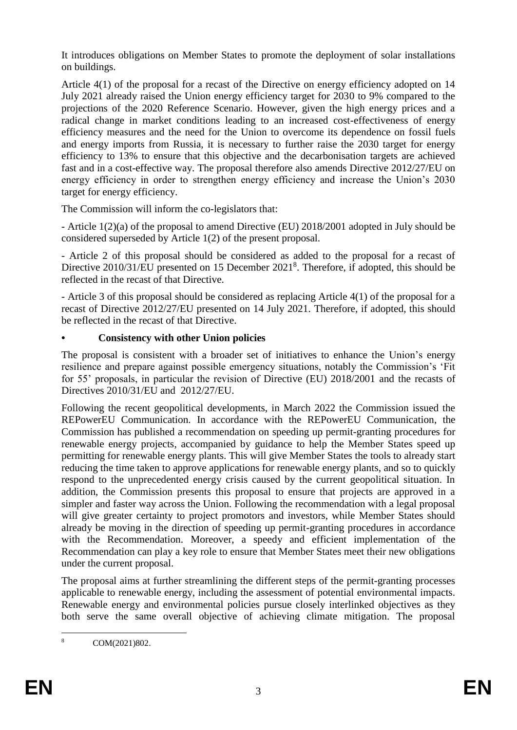It introduces obligations on Member States to promote the deployment of solar installations on buildings.

Article 4(1) of the proposal for a recast of the Directive on energy efficiency adopted on 14 July 2021 already raised the Union energy efficiency target for 2030 to 9% compared to the projections of the 2020 Reference Scenario. However, given the high energy prices and a radical change in market conditions leading to an increased cost-effectiveness of energy efficiency measures and the need for the Union to overcome its dependence on fossil fuels and energy imports from Russia, it is necessary to further raise the 2030 target for energy efficiency to 13% to ensure that this objective and the decarbonisation targets are achieved fast and in a cost-effective way. The proposal therefore also amends Directive 2012/27/EU on energy efficiency in order to strengthen energy efficiency and increase the Union's 2030 target for energy efficiency.

The Commission will inform the co-legislators that:

- Article 1(2)(a) of the proposal to amend Directive (EU) 2018/2001 adopted in July should be considered superseded by Article 1(2) of the present proposal.

- Article 2 of this proposal should be considered as added to the proposal for a recast of Directive 2010/31/EU presented on 15 December 2021[8]. Therefore, if adopted, this should be reflected in the recast of that Directive.

- Article 3 of this proposal should be considered as replacing Article 4(1) of the proposal for a recast of Directive 2012/27/EU presented on 14 July 2021. Therefore, if adopted, this should be reflected in the recast of that Directive.

- **Consistency with other Union policies**

The proposal is consistent with a broader set of initiatives to enhance the Union's energy resilience and prepare against possible emergency situations, notably the Commission's 'Fit for 55' proposals, in particular the revision of Directive (EU) 2018/2001 and the recasts of Directives 2010/31/EU and 2012/27/EU.

Following the recent geopolitical developments, in March 2022 the Commission issued the REPowerEU Communication. In accordance with the REPowerEU Communication, the Commission has published a recommendation on speeding up permit-granting procedures for renewable energy projects, accompanied by guidance to help the Member States speed up permitting for renewable energy plants. This will give Member States the tools to already start reducing the time taken to approve applications for renewable energy plants, and so to quickly respond to the unprecedented energy crisis caused by the current geopolitical situation. In addition, the Commission presents this proposal to ensure that projects are approved in a simpler and faster way across the Union. Following the recommendation with a legal proposal will give greater certainty to project promotors and investors, while Member States should already be moving in the direction of speeding up permit-granting procedures in accordance with the Recommendation. Moreover, a speedy and efficient implementation of the Recommendation can play a key role to ensure that Member States meet their new obligations under the current proposal.

The proposal aims at further streamlining the different steps of the permit-granting processes applicable to renewable energy, including the assessment of potential environmental impacts. Renewable energy and environmental policies pursue closely interlinked objectives as they both serve the same overall objective of achieving climate mitigation. The proposal

[8] COM(2021)802.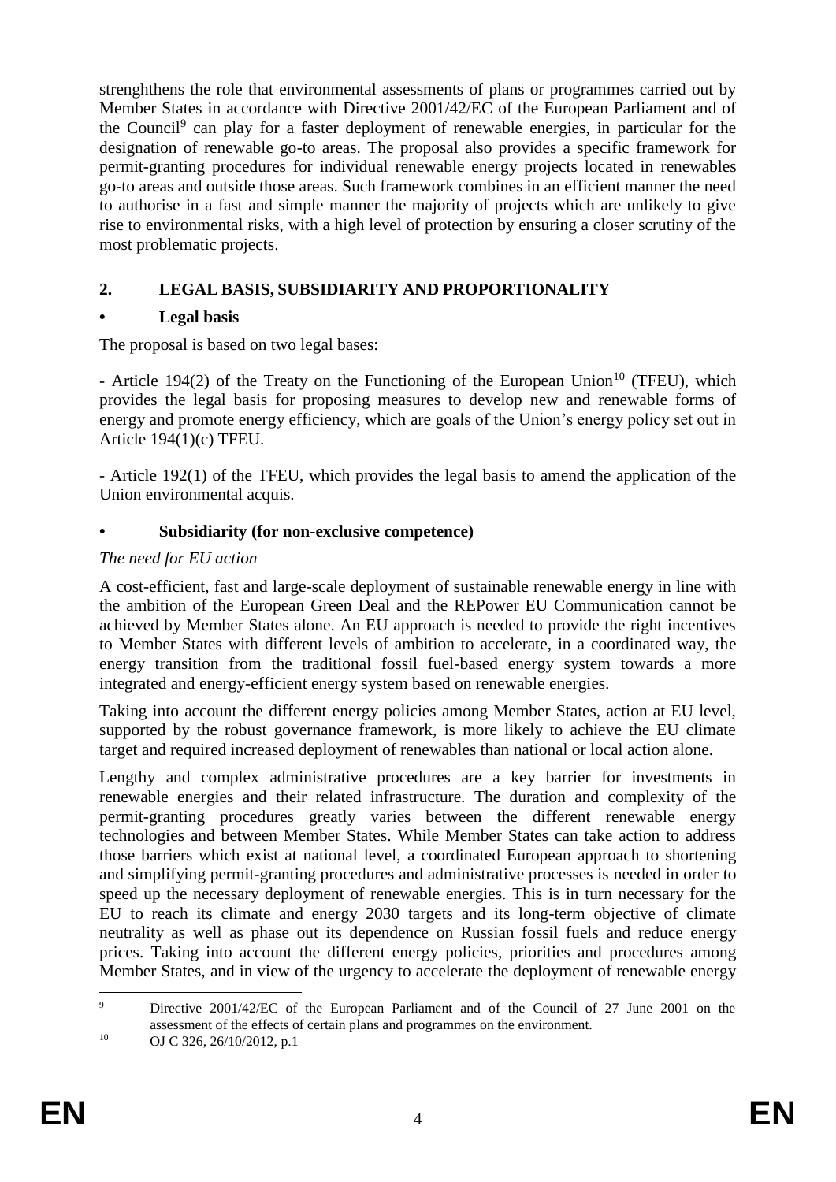strenghthens the role that environmental assessments of plans or programmes carried out by Member States in accordance with Directive 2001/42/EC of the European Parliament and of the Council[9] can play for a faster deployment of renewable energies, in particular for the designation of renewable go-to areas. The proposal also provides a specific framework for permit-granting procedures for individual renewable energy projects located in renewables go-to areas and outside those areas. Such framework combines in an efficient manner the need to authorise in a fast and simple manner the majority of projects which are unlikely to give rise to environmental risks, with a high level of protection by ensuring a closer scrutiny of the most problematic projects.

## 2. LEGAL BASIS, SUBSIDIARITY AND PROPORTIONALITY

### • Legal basis

The proposal is based on two legal bases:

- Article 194(2) of the Treaty on the Functioning of the European Union[10] (TFEU), which provides the legal basis for proposing measures to develop new and renewable forms of energy and promote energy efficiency, which are goals of the Union's energy policy set out in Article 194(1)(c) TFEU.

- Article 192(1) of the TFEU, which provides the legal basis to amend the application of the Union environmental acquis.

### • Subsidiarity (for non-exclusive competence)

*The need for EU action*

A cost-efficient, fast and large-scale deployment of sustainable renewable energy in line with the ambition of the European Green Deal and the REPower EU Communication cannot be achieved by Member States alone. An EU approach is needed to provide the right incentives to Member States with different levels of ambition to accelerate, in a coordinated way, the energy transition from the traditional fossil fuel-based energy system towards a more integrated and energy-efficient energy system based on renewable energies.

Taking into account the different energy policies among Member States, action at EU level, supported by the robust governance framework, is more likely to achieve the EU climate target and required increased deployment of renewables than national or local action alone.

Lengthy and complex administrative procedures are a key barrier for investments in renewable energies and their related infrastructure. The duration and complexity of the permit-granting procedures greatly varies between the different renewable energy technologies and between Member States. While Member States can take action to address those barriers which exist at national level, a coordinated European approach to shortening and simplifying permit-granting procedures and administrative processes is needed in order to speed up the necessary deployment of renewable energies. This is in turn necessary for the EU to reach its climate and energy 2030 targets and its long-term objective of climate neutrality as well as phase out its dependence on Russian fossil fuels and reduce energy prices. Taking into account the different energy policies, priorities and procedures among Member States, and in view of the urgency to accelerate the deployment of renewable energy

---

[9] Directive 2001/42/EC of the European Parliament and of the Council of 27 June 2001 on the assessment of the effects of certain plans and programmes on the environment.

[10] OJ C 326, 26/10/2012, p.1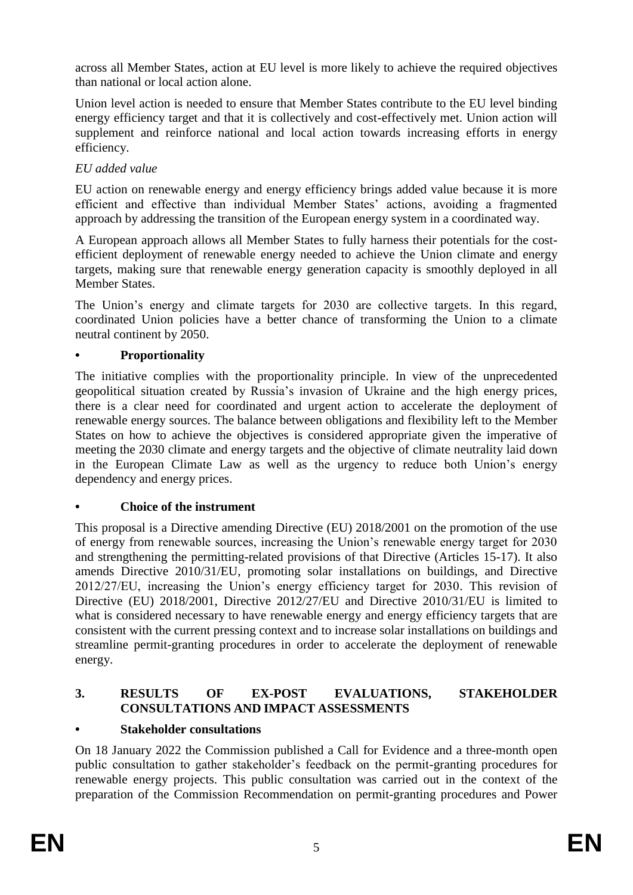across all Member States, action at EU level is more likely to achieve the required objectives than national or local action alone.

Union level action is needed to ensure that Member States contribute to the EU level binding energy efficiency target and that it is collectively and cost-effectively met. Union action will supplement and reinforce national and local action towards increasing efforts in energy efficiency.

*EU added value*

EU action on renewable energy and energy efficiency brings added value because it is more efficient and effective than individual Member States' actions, avoiding a fragmented approach by addressing the transition of the European energy system in a coordinated way.

A European approach allows all Member States to fully harness their potentials for the cost-efficient deployment of renewable energy needed to achieve the Union climate and energy targets, making sure that renewable energy generation capacity is smoothly deployed in all Member States.

The Union's energy and climate targets for 2030 are collective targets. In this regard, coordinated Union policies have a better chance of transforming the Union to a climate neutral continent by 2050.

- **Proportionality**

The initiative complies with the proportionality principle. In view of the unprecedented geopolitical situation created by Russia's invasion of Ukraine and the high energy prices, there is a clear need for coordinated and urgent action to accelerate the deployment of renewable energy sources. The balance between obligations and flexibility left to the Member States on how to achieve the objectives is considered appropriate given the imperative of meeting the 2030 climate and energy targets and the objective of climate neutrality laid down in the European Climate Law as well as the urgency to reduce both Union's energy dependency and energy prices.

- **Choice of the instrument**

This proposal is a Directive amending Directive (EU) 2018/2001 on the promotion of the use of energy from renewable sources, increasing the Union's renewable energy target for 2030 and strengthening the permitting-related provisions of that Directive (Articles 15-17). It also amends Directive 2010/31/EU, promoting solar installations on buildings, and Directive 2012/27/EU, increasing the Union's energy efficiency target for 2030. This revision of Directive (EU) 2018/2001, Directive 2012/27/EU and Directive 2010/31/EU is limited to what is considered necessary to have renewable energy and energy efficiency targets that are consistent with the current pressing context and to increase solar installations on buildings and streamline permit-granting procedures in order to accelerate the deployment of renewable energy.

## 3. RESULTS OF EX-POST EVALUATIONS, STAKEHOLDER CONSULTATIONS AND IMPACT ASSESSMENTS

- **Stakeholder consultations**

On 18 January 2022 the Commission published a Call for Evidence and a three-month open public consultation to gather stakeholder's feedback on the permit-granting procedures for renewable energy projects. This public consultation was carried out in the context of the preparation of the Commission Recommendation on permit-granting procedures and Power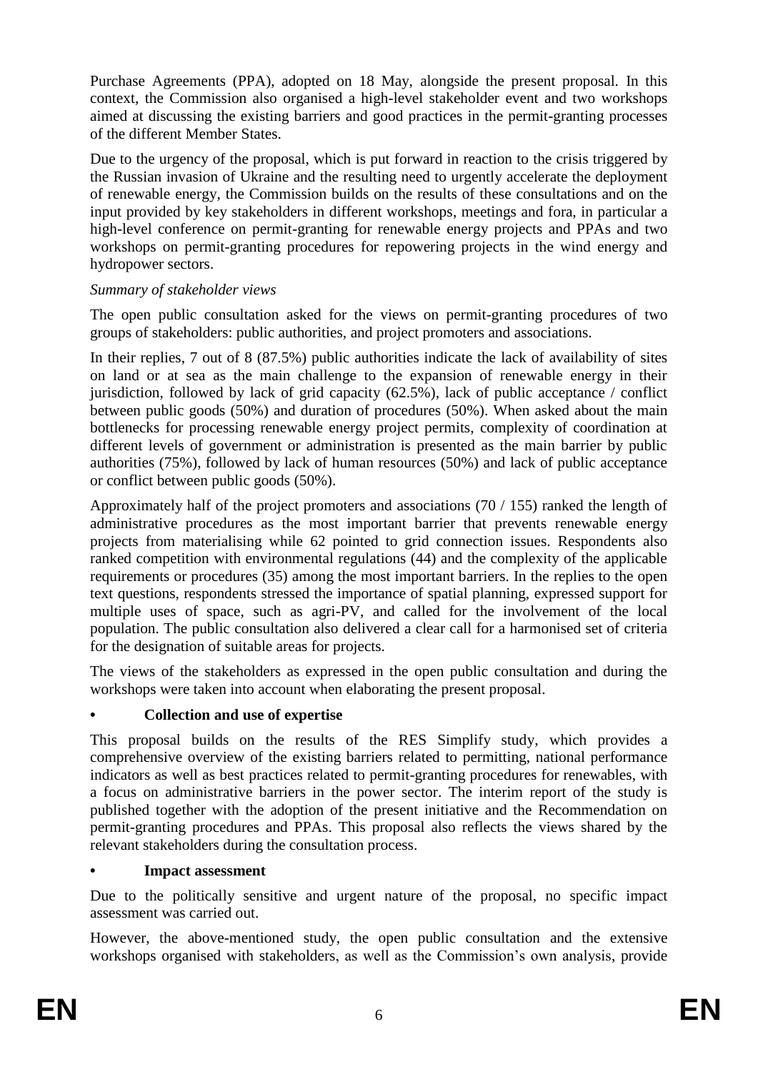Purchase Agreements (PPA), adopted on 18 May, alongside the present proposal. In this context, the Commission also organised a high-level stakeholder event and two workshops aimed at discussing the existing barriers and good practices in the permit-granting processes of the different Member States.

Due to the urgency of the proposal, which is put forward in reaction to the crisis triggered by the Russian invasion of Ukraine and the resulting need to urgently accelerate the deployment of renewable energy, the Commission builds on the results of these consultations and on the input provided by key stakeholders in different workshops, meetings and fora, in particular a high-level conference on permit-granting for renewable energy projects and PPAs and two workshops on permit-granting procedures for repowering projects in the wind energy and hydropower sectors.

*Summary of stakeholder views*

The open public consultation asked for the views on permit-granting procedures of two groups of stakeholders: public authorities, and project promoters and associations.

In their replies, 7 out of 8 (87.5%) public authorities indicate the lack of availability of sites on land or at sea as the main challenge to the expansion of renewable energy in their jurisdiction, followed by lack of grid capacity (62.5%), lack of public acceptance / conflict between public goods (50%) and duration of procedures (50%). When asked about the main bottlenecks for processing renewable energy project permits, complexity of coordination at different levels of government or administration is presented as the main barrier by public authorities (75%), followed by lack of human resources (50%) and lack of public acceptance or conflict between public goods (50%).

Approximately half of the project promoters and associations (70 / 155) ranked the length of administrative procedures as the most important barrier that prevents renewable energy projects from materialising while 62 pointed to grid connection issues. Respondents also ranked competition with environmental regulations (44) and the complexity of the applicable requirements or procedures (35) among the most important barriers. In the replies to the open text questions, respondents stressed the importance of spatial planning, expressed support for multiple uses of space, such as agri-PV, and called for the involvement of the local population. The public consultation also delivered a clear call for a harmonised set of criteria for the designation of suitable areas for projects.

The views of the stakeholders as expressed in the open public consultation and during the workshops were taken into account when elaborating the present proposal.

- **Collection and use of expertise**

This proposal builds on the results of the RES Simplify study, which provides a comprehensive overview of the existing barriers related to permitting, national performance indicators as well as best practices related to permit-granting procedures for renewables, with a focus on administrative barriers in the power sector. The interim report of the study is published together with the adoption of the present initiative and the Recommendation on permit-granting procedures and PPAs. This proposal also reflects the views shared by the relevant stakeholders during the consultation process.

- **Impact assessment**

Due to the politically sensitive and urgent nature of the proposal, no specific impact assessment was carried out.

However, the above-mentioned study, the open public consultation and the extensive workshops organised with stakeholders, as well as the Commission's own analysis, provide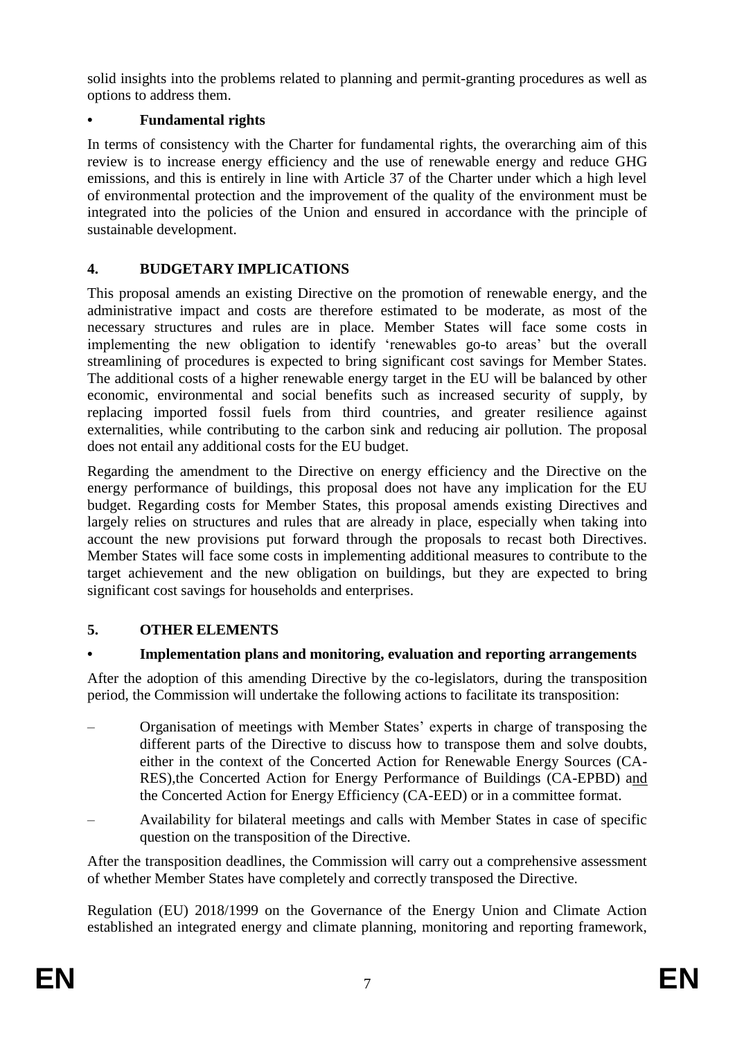solid insights into the problems related to planning and permit-granting procedures as well as options to address them.

- **Fundamental rights**

In terms of consistency with the Charter for fundamental rights, the overarching aim of this review is to increase energy efficiency and the use of renewable energy and reduce GHG emissions, and this is entirely in line with Article 37 of the Charter under which a high level of environmental protection and the improvement of the quality of the environment must be integrated into the policies of the Union and ensured in accordance with the principle of sustainable development.

## 4. BUDGETARY IMPLICATIONS

This proposal amends an existing Directive on the promotion of renewable energy, and the administrative impact and costs are therefore estimated to be moderate, as most of the necessary structures and rules are in place. Member States will face some costs in implementing the new obligation to identify 'renewables go-to areas' but the overall streamlining of procedures is expected to bring significant cost savings for Member States. The additional costs of a higher renewable energy target in the EU will be balanced by other economic, environmental and social benefits such as increased security of supply, by replacing imported fossil fuels from third countries, and greater resilience against externalities, while contributing to the carbon sink and reducing air pollution. The proposal does not entail any additional costs for the EU budget.

Regarding the amendment to the Directive on energy efficiency and the Directive on the energy performance of buildings, this proposal does not have any implication for the EU budget. Regarding costs for Member States, this proposal amends existing Directives and largely relies on structures and rules that are already in place, especially when taking into account the new provisions put forward through the proposals to recast both Directives. Member States will face some costs in implementing additional measures to contribute to the target achievement and the new obligation on buildings, but they are expected to bring significant cost savings for households and enterprises.

## 5. OTHER ELEMENTS

- **Implementation plans and monitoring, evaluation and reporting arrangements**

After the adoption of this amending Directive by the co-legislators, during the transposition period, the Commission will undertake the following actions to facilitate its transposition:

- Organisation of meetings with Member States' experts in charge of transposing the different parts of the Directive to discuss how to transpose them and solve doubts, either in the context of the Concerted Action for Renewable Energy Sources (CA-RES),the Concerted Action for Energy Performance of Buildings (CA-EPBD) and the Concerted Action for Energy Efficiency (CA-EED) or in a committee format.
- Availability for bilateral meetings and calls with Member States in case of specific question on the transposition of the Directive.

After the transposition deadlines, the Commission will carry out a comprehensive assessment of whether Member States have completely and correctly transposed the Directive.

Regulation (EU) 2018/1999 on the Governance of the Energy Union and Climate Action established an integrated energy and climate planning, monitoring and reporting framework,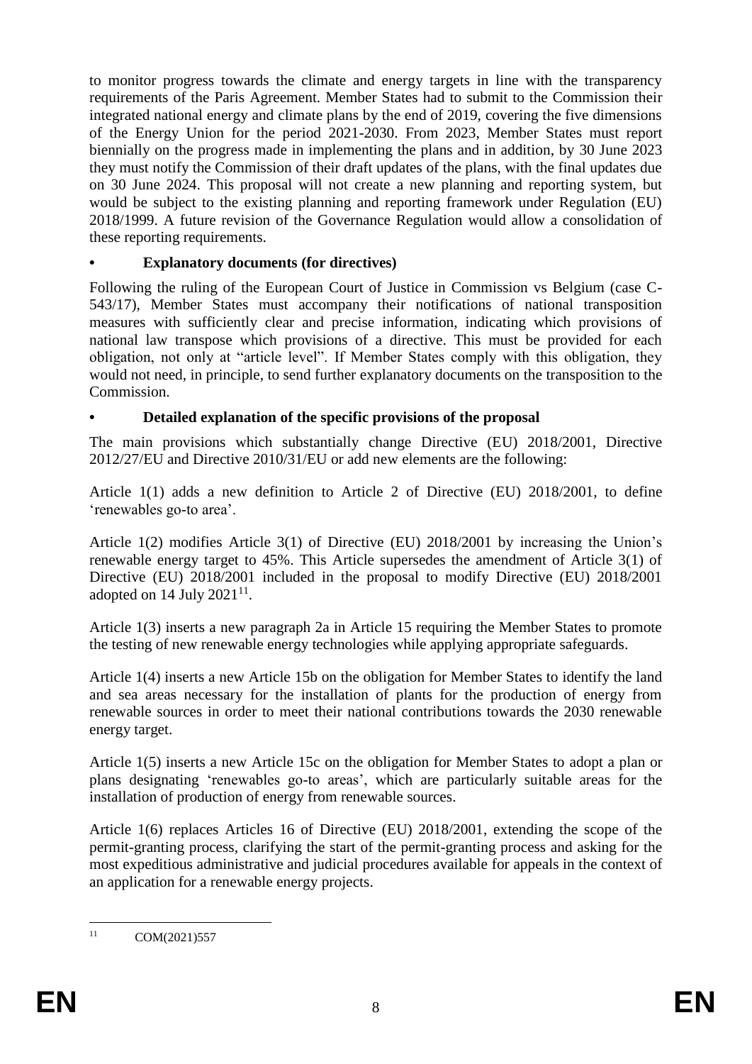to monitor progress towards the climate and energy targets in line with the transparency requirements of the Paris Agreement. Member States had to submit to the Commission their integrated national energy and climate plans by the end of 2019, covering the five dimensions of the Energy Union for the period 2021-2030. From 2023, Member States must report biennially on the progress made in implementing the plans and in addition, by 30 June 2023 they must notify the Commission of their draft updates of the plans, with the final updates due on 30 June 2024. This proposal will not create a new planning and reporting system, but would be subject to the existing planning and reporting framework under Regulation (EU) 2018/1999. A future revision of the Governance Regulation would allow a consolidation of these reporting requirements.

- **Explanatory documents (for directives)**

Following the ruling of the European Court of Justice in Commission vs Belgium (case C-543/17), Member States must accompany their notifications of national transposition measures with sufficiently clear and precise information, indicating which provisions of national law transpose which provisions of a directive. This must be provided for each obligation, not only at "article level". If Member States comply with this obligation, they would not need, in principle, to send further explanatory documents on the transposition to the Commission.

- **Detailed explanation of the specific provisions of the proposal**

The main provisions which substantially change Directive (EU) 2018/2001, Directive 2012/27/EU and Directive 2010/31/EU or add new elements are the following:

Article 1(1) adds a new definition to Article 2 of Directive (EU) 2018/2001, to define 'renewables go-to area'.

Article 1(2) modifies Article 3(1) of Directive (EU) 2018/2001 by increasing the Union's renewable energy target to 45%. This Article supersedes the amendment of Article 3(1) of Directive (EU) 2018/2001 included in the proposal to modify Directive (EU) 2018/2001 adopted on 14 July 2021[11].

Article 1(3) inserts a new paragraph 2a in Article 15 requiring the Member States to promote the testing of new renewable energy technologies while applying appropriate safeguards.

Article 1(4) inserts a new Article 15b on the obligation for Member States to identify the land and sea areas necessary for the installation of plants for the production of energy from renewable sources in order to meet their national contributions towards the 2030 renewable energy target.

Article 1(5) inserts a new Article 15c on the obligation for Member States to adopt a plan or plans designating 'renewables go-to areas', which are particularly suitable areas for the installation of production of energy from renewable sources.

Article 1(6) replaces Articles 16 of Directive (EU) 2018/2001, extending the scope of the permit-granting process, clarifying the start of the permit-granting process and asking for the most expeditious administrative and judicial procedures available for appeals in the context of an application for a renewable energy projects.

[11] COM(2021)557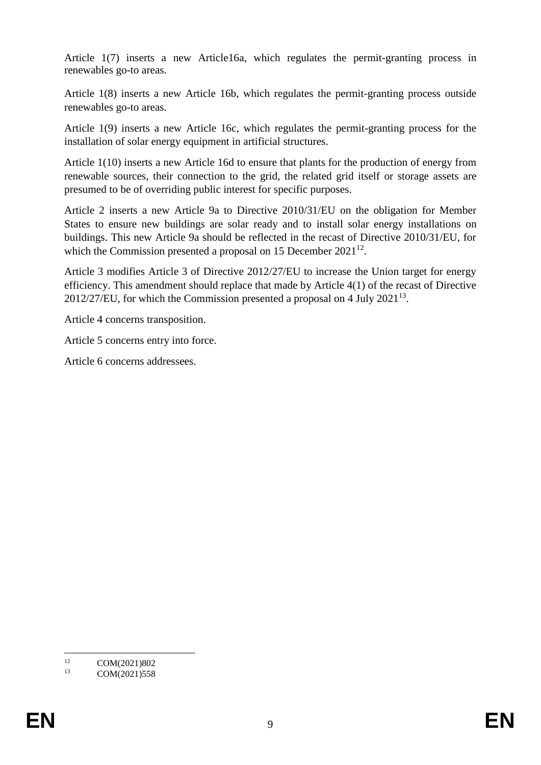Article 1(7) inserts a new Article16a, which regulates the permit-granting process in renewables go-to areas.

Article 1(8) inserts a new Article 16b, which regulates the permit-granting process outside renewables go-to areas.

Article 1(9) inserts a new Article 16c, which regulates the permit-granting process for the installation of solar energy equipment in artificial structures.

Article 1(10) inserts a new Article 16d to ensure that plants for the production of energy from renewable sources, their connection to the grid, the related grid itself or storage assets are presumed to be of overriding public interest for specific purposes.

Article 2 inserts a new Article 9a to Directive 2010/31/EU on the obligation for Member States to ensure new buildings are solar ready and to install solar energy installations on buildings. This new Article 9a should be reflected in the recast of Directive 2010/31/EU, for which the Commission presented a proposal on 15 December 2021[12].

Article 3 modifies Article 3 of Directive 2012/27/EU to increase the Union target for energy efficiency. This amendment should replace that made by Article 4(1) of the recast of Directive 2012/27/EU, for which the Commission presented a proposal on 4 July 2021[13].

Article 4 concerns transposition.

Article 5 concerns entry into force.

Article 6 concerns addressees.

---

[12] COM(2021)802

[13] COM(2021)558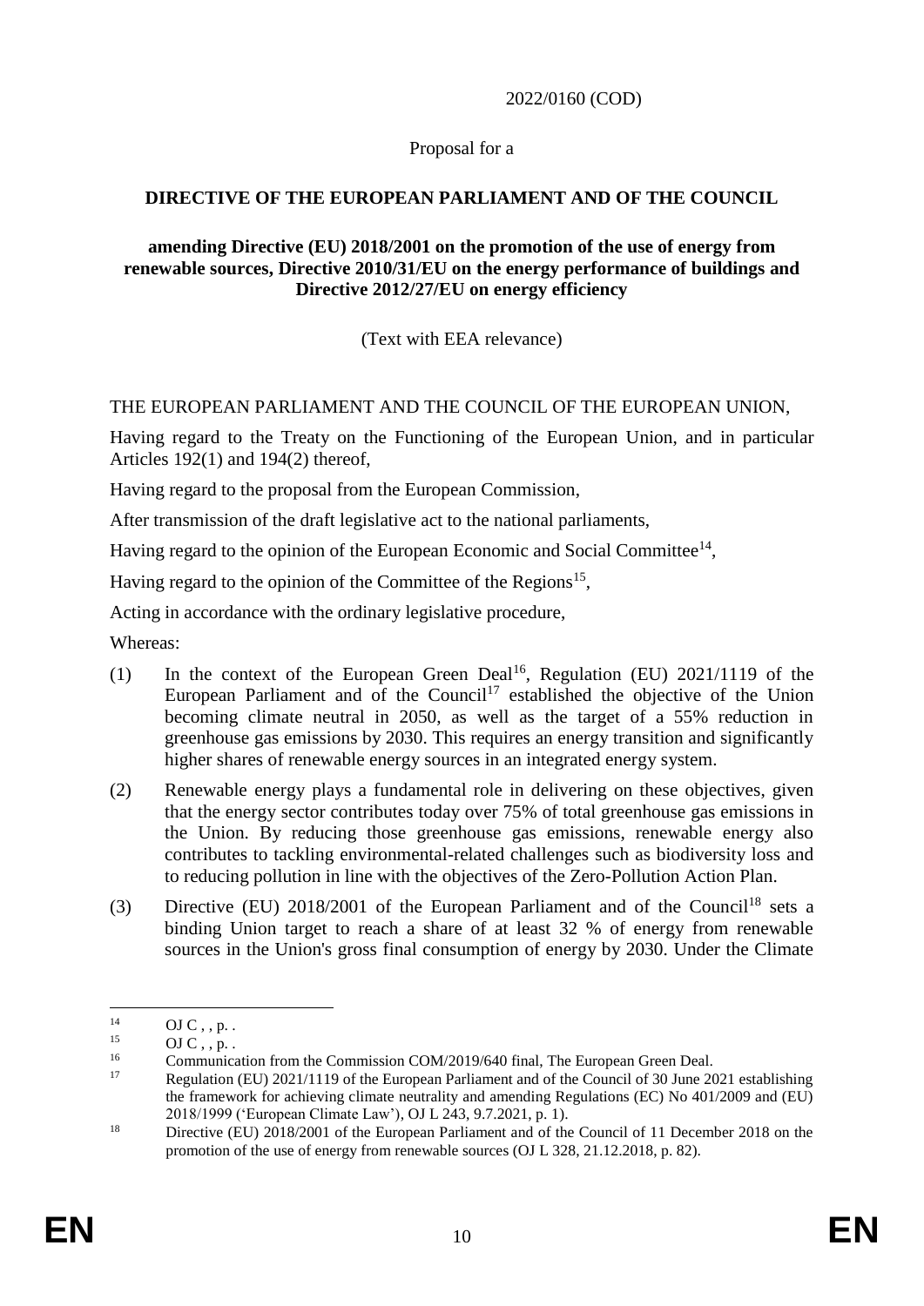2022/0160 (COD)

Proposal for a

**DIRECTIVE OF THE EUROPEAN PARLIAMENT AND OF THE COUNCIL**

**amending Directive (EU) 2018/2001 on the promotion of the use of energy from renewable sources, Directive 2010/31/EU on the energy performance of buildings and Directive 2012/27/EU on energy efficiency**

(Text with EEA relevance)

THE EUROPEAN PARLIAMENT AND THE COUNCIL OF THE EUROPEAN UNION,

Having regard to the Treaty on the Functioning of the European Union, and in particular Articles 192(1) and 194(2) thereof,

Having regard to the proposal from the European Commission,

After transmission of the draft legislative act to the national parliaments,

Having regard to the opinion of the European Economic and Social Committee[14],

Having regard to the opinion of the Committee of the Regions[15],

Acting in accordance with the ordinary legislative procedure,

Whereas:

(1) In the context of the European Green Deal[16], Regulation (EU) 2021/1119 of the European Parliament and of the Council[17] established the objective of the Union becoming climate neutral in 2050, as well as the target of a 55% reduction in greenhouse gas emissions by 2030. This requires an energy transition and significantly higher shares of renewable energy sources in an integrated energy system.

(2) Renewable energy plays a fundamental role in delivering on these objectives, given that the energy sector contributes today over 75% of total greenhouse gas emissions in the Union. By reducing those greenhouse gas emissions, renewable energy also contributes to tackling environmental-related challenges such as biodiversity loss and to reducing pollution in line with the objectives of the Zero-Pollution Action Plan.

(3) Directive (EU) 2018/2001 of the European Parliament and of the Council[18] sets a binding Union target to reach a share of at least 32 % of energy from renewable sources in the Union's gross final consumption of energy by 2030. Under the Climate

---

[14] OJ C , , p. .

[15] OJ C , , p. .

[16] Communication from the Commission COM/2019/640 final, The European Green Deal.

[17] Regulation (EU) 2021/1119 of the European Parliament and of the Council of 30 June 2021 establishing the framework for achieving climate neutrality and amending Regulations (EC) No 401/2009 and (EU) 2018/1999 ('European Climate Law'), OJ L 243, 9.7.2021, p. 1).

[18] Directive (EU) 2018/2001 of the European Parliament and of the Council of 11 December 2018 on the promotion of the use of energy from renewable sources (OJ L 328, 21.12.2018, p. 82).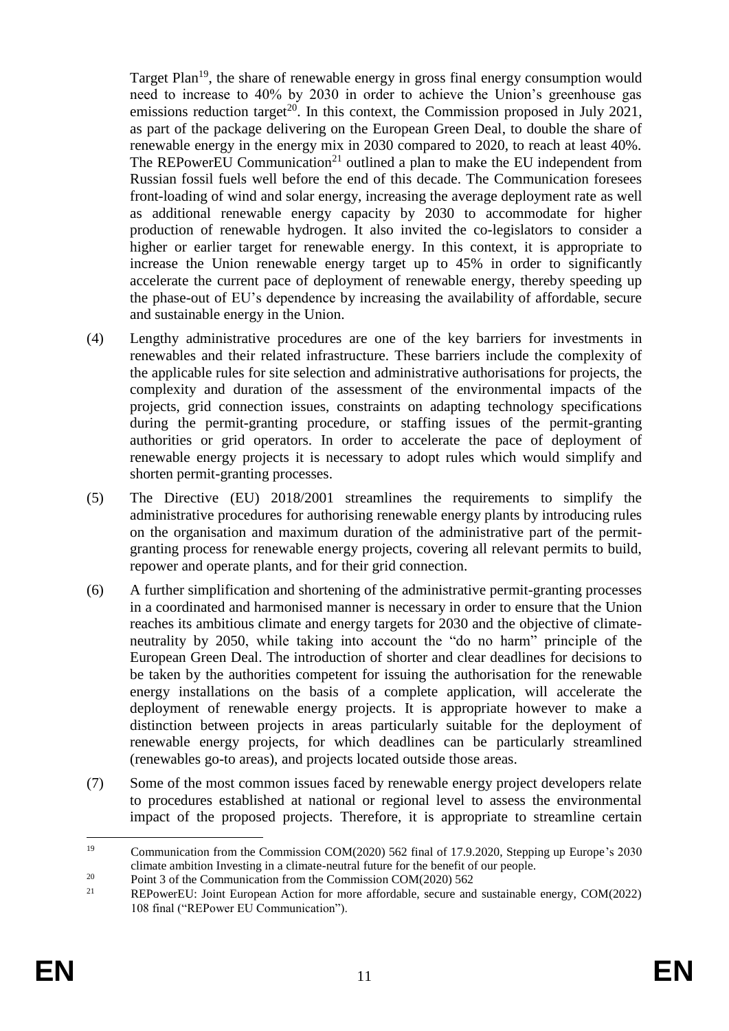Target Plan[19], the share of renewable energy in gross final energy consumption would need to increase to 40% by 2030 in order to achieve the Union's greenhouse gas emissions reduction target[20]. In this context, the Commission proposed in July 2021, as part of the package delivering on the European Green Deal, to double the share of renewable energy in the energy mix in 2030 compared to 2020, to reach at least 40%. The REPowerEU Communication[21] outlined a plan to make the EU independent from Russian fossil fuels well before the end of this decade. The Communication foresees front-loading of wind and solar energy, increasing the average deployment rate as well as additional renewable energy capacity by 2030 to accommodate for higher production of renewable hydrogen. It also invited the co-legislators to consider a higher or earlier target for renewable energy. In this context, it is appropriate to increase the Union renewable energy target up to 45% in order to significantly accelerate the current pace of deployment of renewable energy, thereby speeding up the phase-out of EU's dependence by increasing the availability of affordable, secure and sustainable energy in the Union.

(4) Lengthy administrative procedures are one of the key barriers for investments in renewables and their related infrastructure. These barriers include the complexity of the applicable rules for site selection and administrative authorisations for projects, the complexity and duration of the assessment of the environmental impacts of the projects, grid connection issues, constraints on adapting technology specifications during the permit-granting procedure, or staffing issues of the permit-granting authorities or grid operators. In order to accelerate the pace of deployment of renewable energy projects it is necessary to adopt rules which would simplify and shorten permit-granting processes.

(5) The Directive (EU) 2018/2001 streamlines the requirements to simplify the administrative procedures for authorising renewable energy plants by introducing rules on the organisation and maximum duration of the administrative part of the permit-granting process for renewable energy projects, covering all relevant permits to build, repower and operate plants, and for their grid connection.

(6) A further simplification and shortening of the administrative permit-granting processes in a coordinated and harmonised manner is necessary in order to ensure that the Union reaches its ambitious climate and energy targets for 2030 and the objective of climate-neutrality by 2050, while taking into account the "do no harm" principle of the European Green Deal. The introduction of shorter and clear deadlines for decisions to be taken by the authorities competent for issuing the authorisation for the renewable energy installations on the basis of a complete application, will accelerate the deployment of renewable energy projects. It is appropriate however to make a distinction between projects in areas particularly suitable for the deployment of renewable energy projects, for which deadlines can be particularly streamlined (renewables go-to areas), and projects located outside those areas.

(7) Some of the most common issues faced by renewable energy project developers relate to procedures established at national or regional level to assess the environmental impact of the proposed projects. Therefore, it is appropriate to streamline certain

---

[19] Communication from the Commission COM(2020) 562 final of 17.9.2020, Stepping up Europe's 2030 climate ambition Investing in a climate-neutral future for the benefit of our people.

[20] Point 3 of the Communication from the Commission COM(2020) 562

[21] REPowerEU: Joint European Action for more affordable, secure and sustainable energy, COM(2022) 108 final ("REPower EU Communication").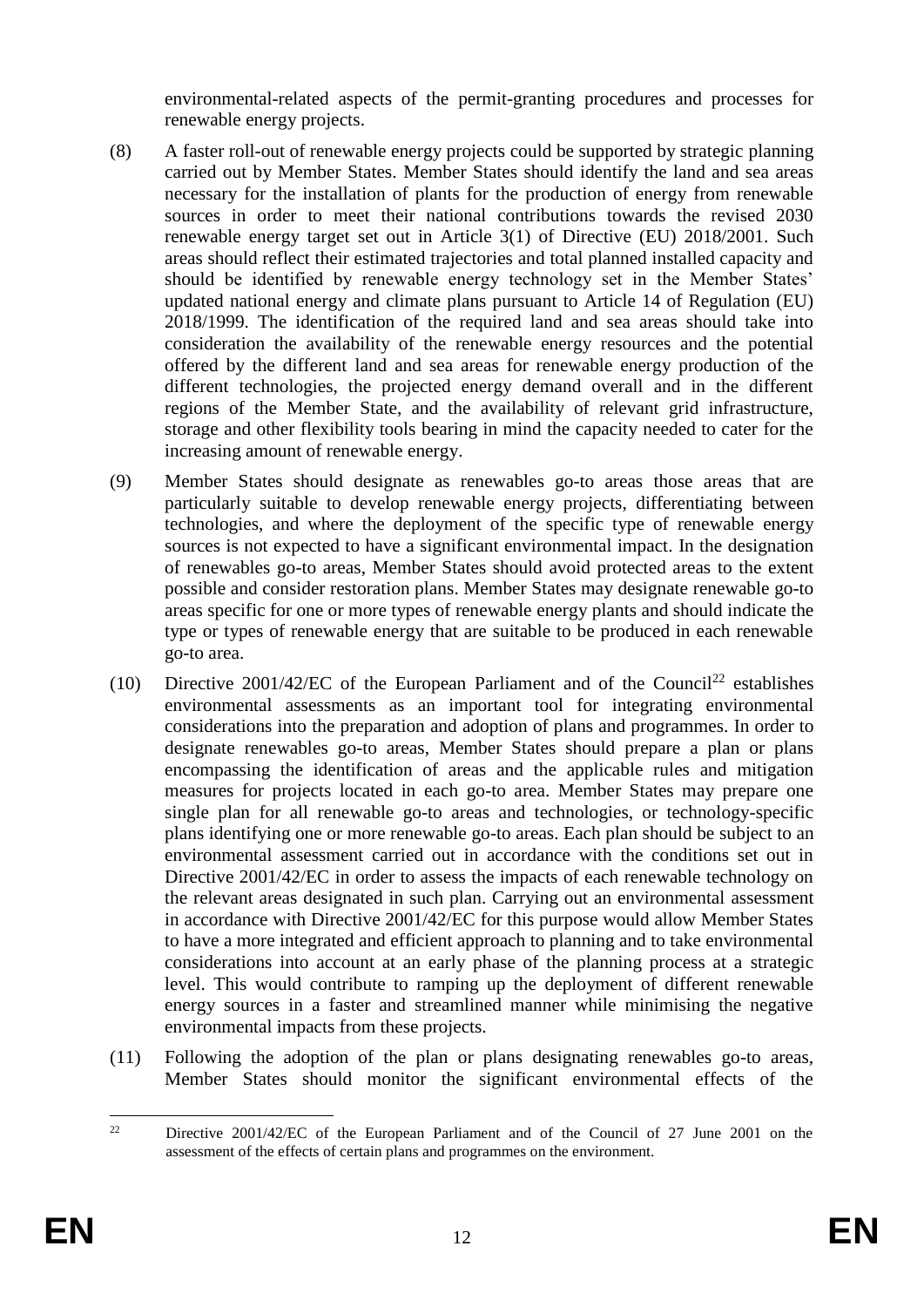environmental-related aspects of the permit-granting procedures and processes for renewable energy projects.

(8) A faster roll-out of renewable energy projects could be supported by strategic planning carried out by Member States. Member States should identify the land and sea areas necessary for the installation of plants for the production of energy from renewable sources in order to meet their national contributions towards the revised 2030 renewable energy target set out in Article 3(1) of Directive (EU) 2018/2001. Such areas should reflect their estimated trajectories and total planned installed capacity and should be identified by renewable energy technology set in the Member States' updated national energy and climate plans pursuant to Article 14 of Regulation (EU) 2018/1999. The identification of the required land and sea areas should take into consideration the availability of the renewable energy resources and the potential offered by the different land and sea areas for renewable energy production of the different technologies, the projected energy demand overall and in the different regions of the Member State, and the availability of relevant grid infrastructure, storage and other flexibility tools bearing in mind the capacity needed to cater for the increasing amount of renewable energy.

(9) Member States should designate as renewables go-to areas those areas that are particularly suitable to develop renewable energy projects, differentiating between technologies, and where the deployment of the specific type of renewable energy sources is not expected to have a significant environmental impact. In the designation of renewables go-to areas, Member States should avoid protected areas to the extent possible and consider restoration plans. Member States may designate renewable go-to areas specific for one or more types of renewable energy plants and should indicate the type or types of renewable energy that are suitable to be produced in each renewable go-to area.

(10) Directive 2001/42/EC of the European Parliament and of the Council[22] establishes environmental assessments as an important tool for integrating environmental considerations into the preparation and adoption of plans and programmes. In order to designate renewables go-to areas, Member States should prepare a plan or plans encompassing the identification of areas and the applicable rules and mitigation measures for projects located in each go-to area. Member States may prepare one single plan for all renewable go-to areas and technologies, or technology-specific plans identifying one or more renewable go-to areas. Each plan should be subject to an environmental assessment carried out in accordance with the conditions set out in Directive 2001/42/EC in order to assess the impacts of each renewable technology on the relevant areas designated in such plan. Carrying out an environmental assessment in accordance with Directive 2001/42/EC for this purpose would allow Member States to have a more integrated and efficient approach to planning and to take environmental considerations into account at an early phase of the planning process at a strategic level. This would contribute to ramping up the deployment of different renewable energy sources in a faster and streamlined manner while minimising the negative environmental impacts from these projects.

(11) Following the adoption of the plan or plans designating renewables go-to areas, Member States should monitor the significant environmental effects of the

[22] Directive 2001/42/EC of the European Parliament and of the Council of 27 June 2001 on the assessment of the effects of certain plans and programmes on the environment.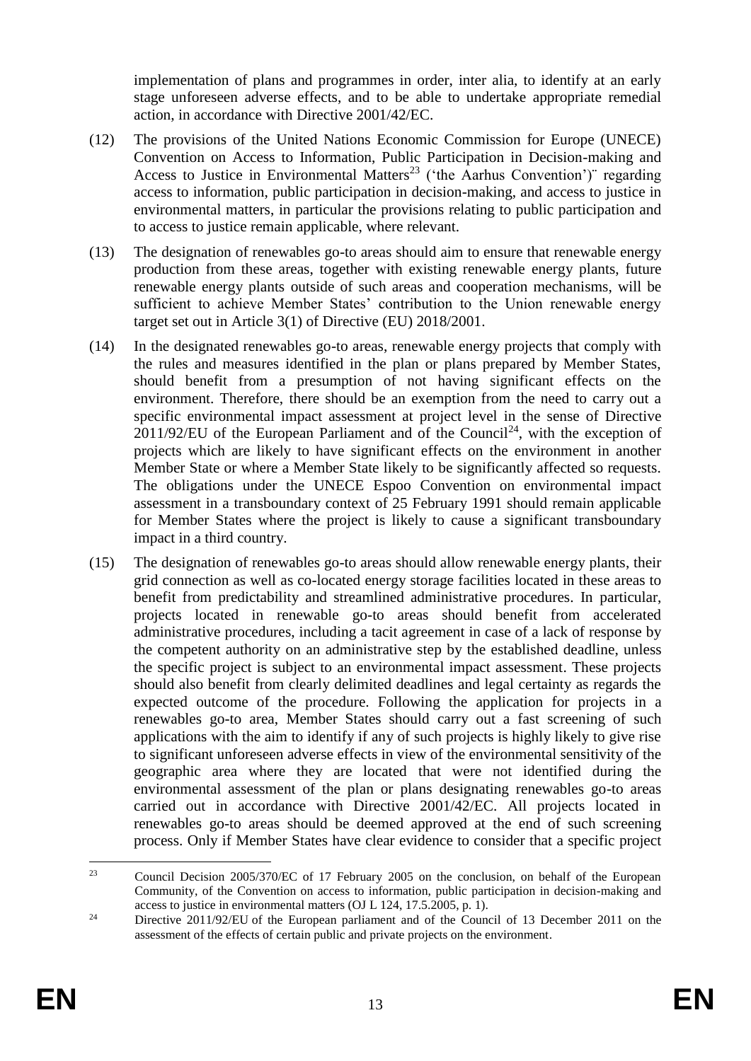implementation of plans and programmes in order, inter alia, to identify at an early stage unforeseen adverse effects, and to be able to undertake appropriate remedial action, in accordance with Directive 2001/42/EC.

(12) The provisions of the United Nations Economic Commission for Europe (UNECE) Convention on Access to Information, Public Participation in Decision-making and Access to Justice in Environmental Matters[23] ('the Aarhus Convention')¨ regarding access to information, public participation in decision-making, and access to justice in environmental matters, in particular the provisions relating to public participation and to access to justice remain applicable, where relevant.

(13) The designation of renewables go-to areas should aim to ensure that renewable energy production from these areas, together with existing renewable energy plants, future renewable energy plants outside of such areas and cooperation mechanisms, will be sufficient to achieve Member States' contribution to the Union renewable energy target set out in Article 3(1) of Directive (EU) 2018/2001.

(14) In the designated renewables go-to areas, renewable energy projects that comply with the rules and measures identified in the plan or plans prepared by Member States, should benefit from a presumption of not having significant effects on the environment. Therefore, there should be an exemption from the need to carry out a specific environmental impact assessment at project level in the sense of Directive 2011/92/EU of the European Parliament and of the Council[24], with the exception of projects which are likely to have significant effects on the environment in another Member State or where a Member State likely to be significantly affected so requests. The obligations under the UNECE Espoo Convention on environmental impact assessment in a transboundary context of 25 February 1991 should remain applicable for Member States where the project is likely to cause a significant transboundary impact in a third country.

(15) The designation of renewables go-to areas should allow renewable energy plants, their grid connection as well as co-located energy storage facilities located in these areas to benefit from predictability and streamlined administrative procedures. In particular, projects located in renewable go-to areas should benefit from accelerated administrative procedures, including a tacit agreement in case of a lack of response by the competent authority on an administrative step by the established deadline, unless the specific project is subject to an environmental impact assessment. These projects should also benefit from clearly delimited deadlines and legal certainty as regards the expected outcome of the procedure. Following the application for projects in a renewables go-to area, Member States should carry out a fast screening of such applications with the aim to identify if any of such projects is highly likely to give rise to significant unforeseen adverse effects in view of the environmental sensitivity of the geographic area where they are located that were not identified during the environmental assessment of the plan or plans designating renewables go-to areas carried out in accordance with Directive 2001/42/EC. All projects located in renewables go-to areas should be deemed approved at the end of such screening process. Only if Member States have clear evidence to consider that a specific project

[23] Council Decision 2005/370/EC of 17 February 2005 on the conclusion, on behalf of the European Community, of the Convention on access to information, public participation in decision-making and access to justice in environmental matters (OJ L 124, 17.5.2005, p. 1).

[24] Directive 2011/92/EU of the European parliament and of the Council of 13 December 2011 on the assessment of the effects of certain public and private projects on the environment.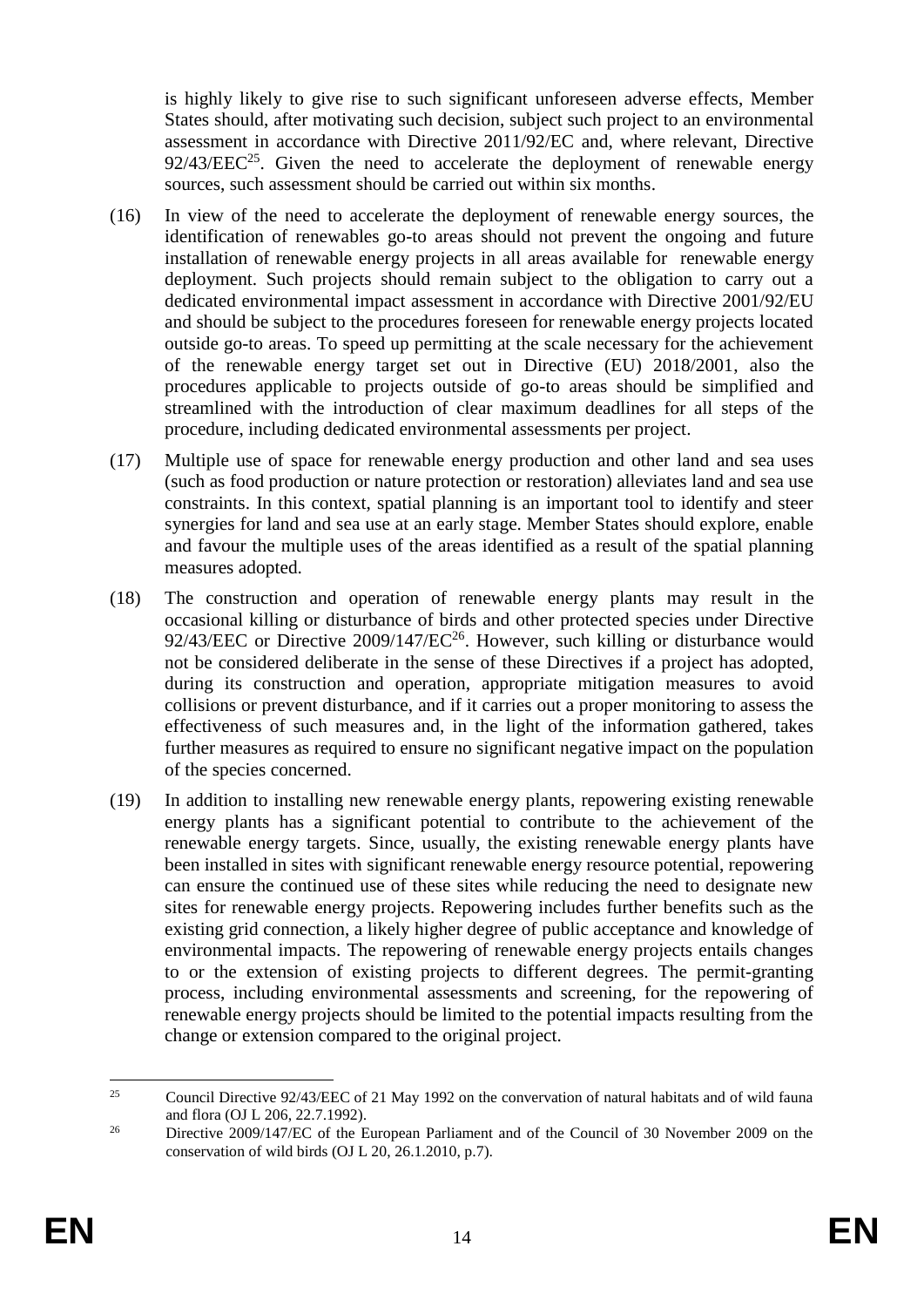is highly likely to give rise to such significant unforeseen adverse effects, Member States should, after motivating such decision, subject such project to an environmental assessment in accordance with Directive 2011/92/EC and, where relevant, Directive 92/43/EEC[25]. Given the need to accelerate the deployment of renewable energy sources, such assessment should be carried out within six months.

(16) In view of the need to accelerate the deployment of renewable energy sources, the identification of renewables go-to areas should not prevent the ongoing and future installation of renewable energy projects in all areas available for renewable energy deployment. Such projects should remain subject to the obligation to carry out a dedicated environmental impact assessment in accordance with Directive 2001/92/EU and should be subject to the procedures foreseen for renewable energy projects located outside go-to areas. To speed up permitting at the scale necessary for the achievement of the renewable energy target set out in Directive (EU) 2018/2001, also the procedures applicable to projects outside of go-to areas should be simplified and streamlined with the introduction of clear maximum deadlines for all steps of the procedure, including dedicated environmental assessments per project.

(17) Multiple use of space for renewable energy production and other land and sea uses (such as food production or nature protection or restoration) alleviates land and sea use constraints. In this context, spatial planning is an important tool to identify and steer synergies for land and sea use at an early stage. Member States should explore, enable and favour the multiple uses of the areas identified as a result of the spatial planning measures adopted.

(18) The construction and operation of renewable energy plants may result in the occasional killing or disturbance of birds and other protected species under Directive 92/43/EEC or Directive 2009/147/EC[26]. However, such killing or disturbance would not be considered deliberate in the sense of these Directives if a project has adopted, during its construction and operation, appropriate mitigation measures to avoid collisions or prevent disturbance, and if it carries out a proper monitoring to assess the effectiveness of such measures and, in the light of the information gathered, takes further measures as required to ensure no significant negative impact on the population of the species concerned.

(19) In addition to installing new renewable energy plants, repowering existing renewable energy plants has a significant potential to contribute to the achievement of the renewable energy targets. Since, usually, the existing renewable energy plants have been installed in sites with significant renewable energy resource potential, repowering can ensure the continued use of these sites while reducing the need to designate new sites for renewable energy projects. Repowering includes further benefits such as the existing grid connection, a likely higher degree of public acceptance and knowledge of environmental impacts. The repowering of renewable energy projects entails changes to or the extension of existing projects to different degrees. The permit-granting process, including environmental assessments and screening, for the repowering of renewable energy projects should be limited to the potential impacts resulting from the change or extension compared to the original project.

---

[25] Council Directive 92/43/EEC of 21 May 1992 on the convervation of natural habitats and of wild fauna and flora (OJ L 206, 22.7.1992).

[26] Directive 2009/147/EC of the European Parliament and of the Council of 30 November 2009 on the conservation of wild birds (OJ L 20, 26.1.2010, p.7).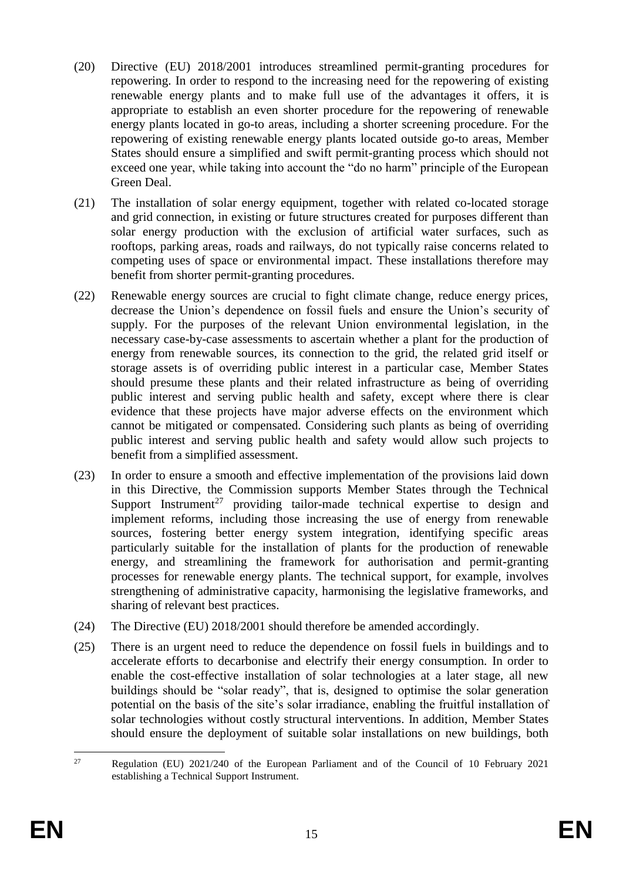(20) Directive (EU) 2018/2001 introduces streamlined permit-granting procedures for repowering. In order to respond to the increasing need for the repowering of existing renewable energy plants and to make full use of the advantages it offers, it is appropriate to establish an even shorter procedure for the repowering of renewable energy plants located in go-to areas, including a shorter screening procedure. For the repowering of existing renewable energy plants located outside go-to areas, Member States should ensure a simplified and swift permit-granting process which should not exceed one year, while taking into account the "do no harm" principle of the European Green Deal.

(21) The installation of solar energy equipment, together with related co-located storage and grid connection, in existing or future structures created for purposes different than solar energy production with the exclusion of artificial water surfaces, such as rooftops, parking areas, roads and railways, do not typically raise concerns related to competing uses of space or environmental impact. These installations therefore may benefit from shorter permit-granting procedures.

(22) Renewable energy sources are crucial to fight climate change, reduce energy prices, decrease the Union's dependence on fossil fuels and ensure the Union's security of supply. For the purposes of the relevant Union environmental legislation, in the necessary case-by-case assessments to ascertain whether a plant for the production of energy from renewable sources, its connection to the grid, the related grid itself or storage assets is of overriding public interest in a particular case, Member States should presume these plants and their related infrastructure as being of overriding public interest and serving public health and safety, except where there is clear evidence that these projects have major adverse effects on the environment which cannot be mitigated or compensated. Considering such plants as being of overriding public interest and serving public health and safety would allow such projects to benefit from a simplified assessment.

(23) In order to ensure a smooth and effective implementation of the provisions laid down in this Directive, the Commission supports Member States through the Technical Support Instrument[27] providing tailor-made technical expertise to design and implement reforms, including those increasing the use of energy from renewable sources, fostering better energy system integration, identifying specific areas particularly suitable for the installation of plants for the production of renewable energy, and streamlining the framework for authorisation and permit-granting processes for renewable energy plants. The technical support, for example, involves strengthening of administrative capacity, harmonising the legislative frameworks, and sharing of relevant best practices.

(24) The Directive (EU) 2018/2001 should therefore be amended accordingly.

(25) There is an urgent need to reduce the dependence on fossil fuels in buildings and to accelerate efforts to decarbonise and electrify their energy consumption. In order to enable the cost-effective installation of solar technologies at a later stage, all new buildings should be "solar ready", that is, designed to optimise the solar generation potential on the basis of the site's solar irradiance, enabling the fruitful installation of solar technologies without costly structural interventions. In addition, Member States should ensure the deployment of suitable solar installations on new buildings, both

---

[27] Regulation (EU) 2021/240 of the European Parliament and of the Council of 10 February 2021 establishing a Technical Support Instrument.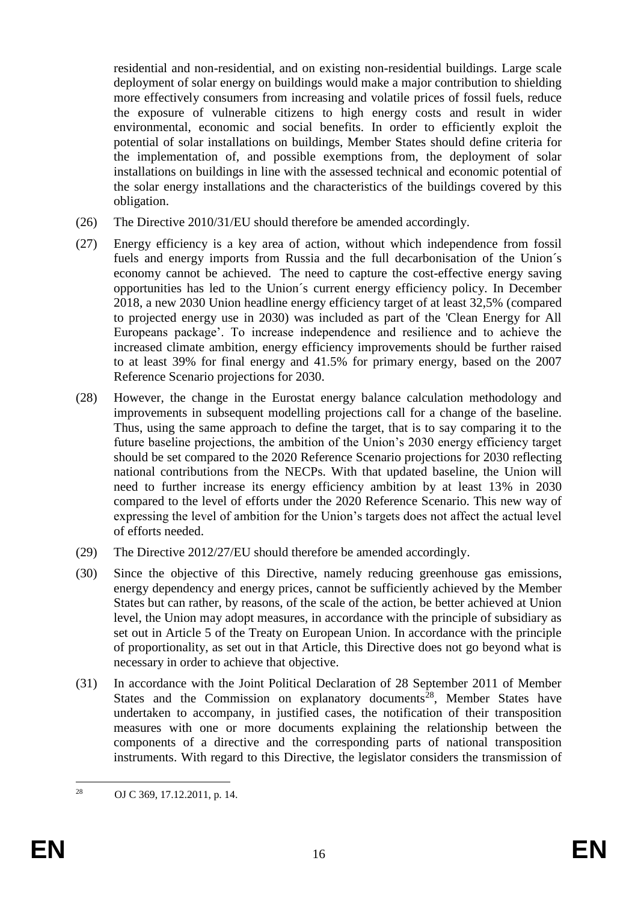residential and non-residential, and on existing non-residential buildings. Large scale deployment of solar energy on buildings would make a major contribution to shielding more effectively consumers from increasing and volatile prices of fossil fuels, reduce the exposure of vulnerable citizens to high energy costs and result in wider environmental, economic and social benefits. In order to efficiently exploit the potential of solar installations on buildings, Member States should define criteria for the implementation of, and possible exemptions from, the deployment of solar installations on buildings in line with the assessed technical and economic potential of the solar energy installations and the characteristics of the buildings covered by this obligation.

(26) The Directive 2010/31/EU should therefore be amended accordingly.

(27) Energy efficiency is a key area of action, without which independence from fossil fuels and energy imports from Russia and the full decarbonisation of the Union´s economy cannot be achieved. The need to capture the cost-effective energy saving opportunities has led to the Union´s current energy efficiency policy. In December 2018, a new 2030 Union headline energy efficiency target of at least 32,5% (compared to projected energy use in 2030) was included as part of the 'Clean Energy for All Europeans package'. To increase independence and resilience and to achieve the increased climate ambition, energy efficiency improvements should be further raised to at least 39% for final energy and 41.5% for primary energy, based on the 2007 Reference Scenario projections for 2030.

(28) However, the change in the Eurostat energy balance calculation methodology and improvements in subsequent modelling projections call for a change of the baseline. Thus, using the same approach to define the target, that is to say comparing it to the future baseline projections, the ambition of the Union's 2030 energy efficiency target should be set compared to the 2020 Reference Scenario projections for 2030 reflecting national contributions from the NECPs. With that updated baseline, the Union will need to further increase its energy efficiency ambition by at least 13% in 2030 compared to the level of efforts under the 2020 Reference Scenario. This new way of expressing the level of ambition for the Union's targets does not affect the actual level of efforts needed.

(29) The Directive 2012/27/EU should therefore be amended accordingly.

(30) Since the objective of this Directive, namely reducing greenhouse gas emissions, energy dependency and energy prices, cannot be sufficiently achieved by the Member States but can rather, by reasons, of the scale of the action, be better achieved at Union level, the Union may adopt measures, in accordance with the principle of subsidiary as set out in Article 5 of the Treaty on European Union. In accordance with the principle of proportionality, as set out in that Article, this Directive does not go beyond what is necessary in order to achieve that objective.

(31) In accordance with the Joint Political Declaration of 28 September 2011 of Member States and the Commission on explanatory documents[28], Member States have undertaken to accompany, in justified cases, the notification of their transposition measures with one or more documents explaining the relationship between the components of a directive and the corresponding parts of national transposition instruments. With regard to this Directive, the legislator considers the transmission of

[28] OJ C 369, 17.12.2011, p. 14.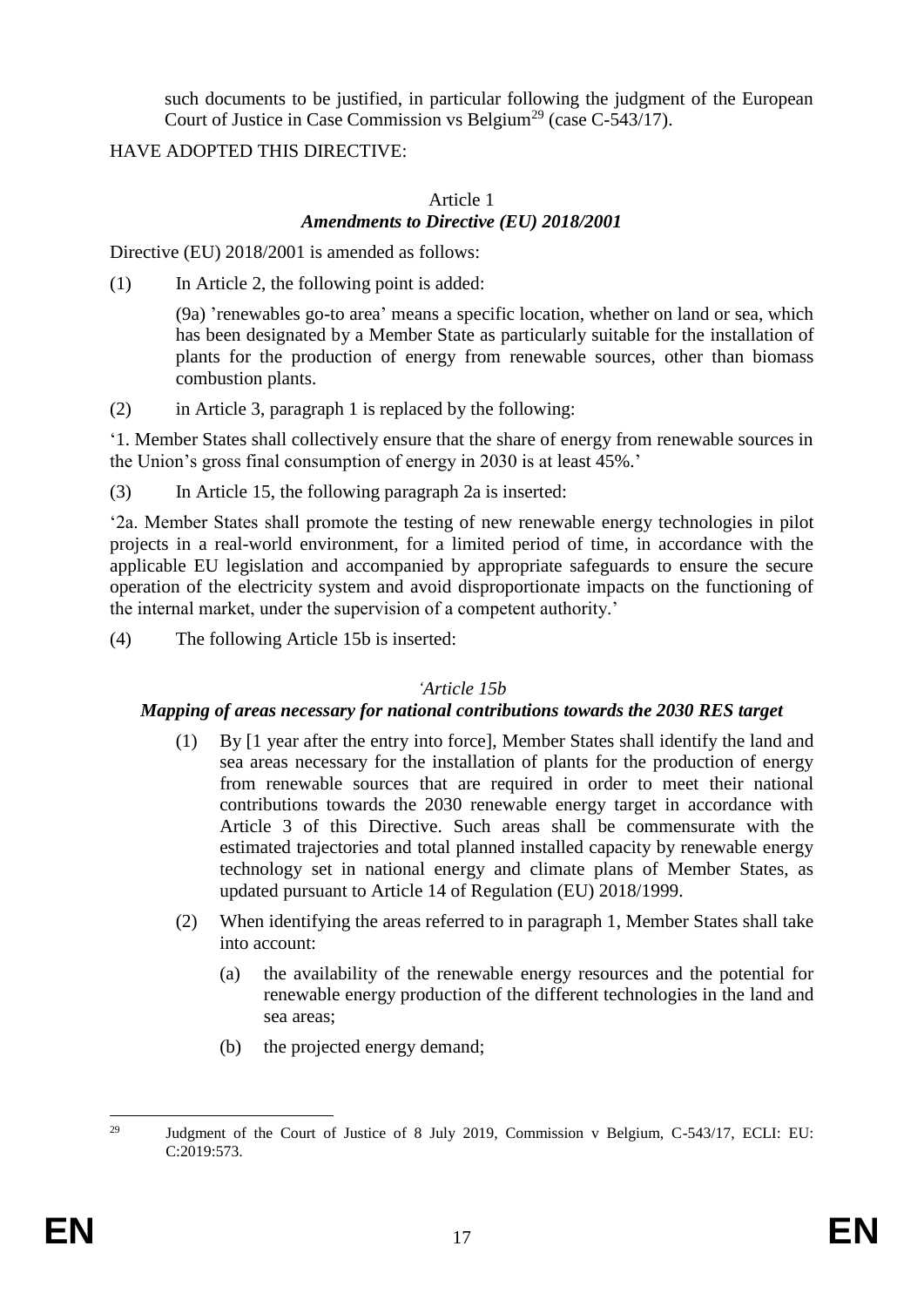such documents to be justified, in particular following the judgment of the European Court of Justice in Case Commission vs Belgium[29] (case C-543/17).

HAVE ADOPTED THIS DIRECTIVE:

Article 1
***Amendments to Directive (EU) 2018/2001***

Directive (EU) 2018/2001 is amended as follows:

(1) In Article 2, the following point is added:

(9a) 'renewables go-to area' means a specific location, whether on land or sea, which has been designated by a Member State as particularly suitable for the installation of plants for the production of energy from renewable sources, other than biomass combustion plants.

(2) in Article 3, paragraph 1 is replaced by the following:

'1. Member States shall collectively ensure that the share of energy from renewable sources in the Union's gross final consumption of energy in 2030 is at least 45%.'

(3) In Article 15, the following paragraph 2a is inserted:

'2a. Member States shall promote the testing of new renewable energy technologies in pilot projects in a real-world environment, for a limited period of time, in accordance with the applicable EU legislation and accompanied by appropriate safeguards to ensure the secure operation of the electricity system and avoid disproportionate impacts on the functioning of the internal market, under the supervision of a competent authority.'

(4) The following Article 15b is inserted:

*'Article 15b*
***Mapping of areas necessary for national contributions towards the 2030 RES target***

(1) By [1 year after the entry into force], Member States shall identify the land and sea areas necessary for the installation of plants for the production of energy from renewable sources that are required in order to meet their national contributions towards the 2030 renewable energy target in accordance with Article 3 of this Directive. Such areas shall be commensurate with the estimated trajectories and total planned installed capacity by renewable energy technology set in national energy and climate plans of Member States, as updated pursuant to Article 14 of Regulation (EU) 2018/1999.

(2) When identifying the areas referred to in paragraph 1, Member States shall take into account:

(a) the availability of the renewable energy resources and the potential for renewable energy production of the different technologies in the land and sea areas;

(b) the projected energy demand;

---

[29] Judgment of the Court of Justice of 8 July 2019, Commission v Belgium, C-543/17, ECLI: EU: C:2019:573.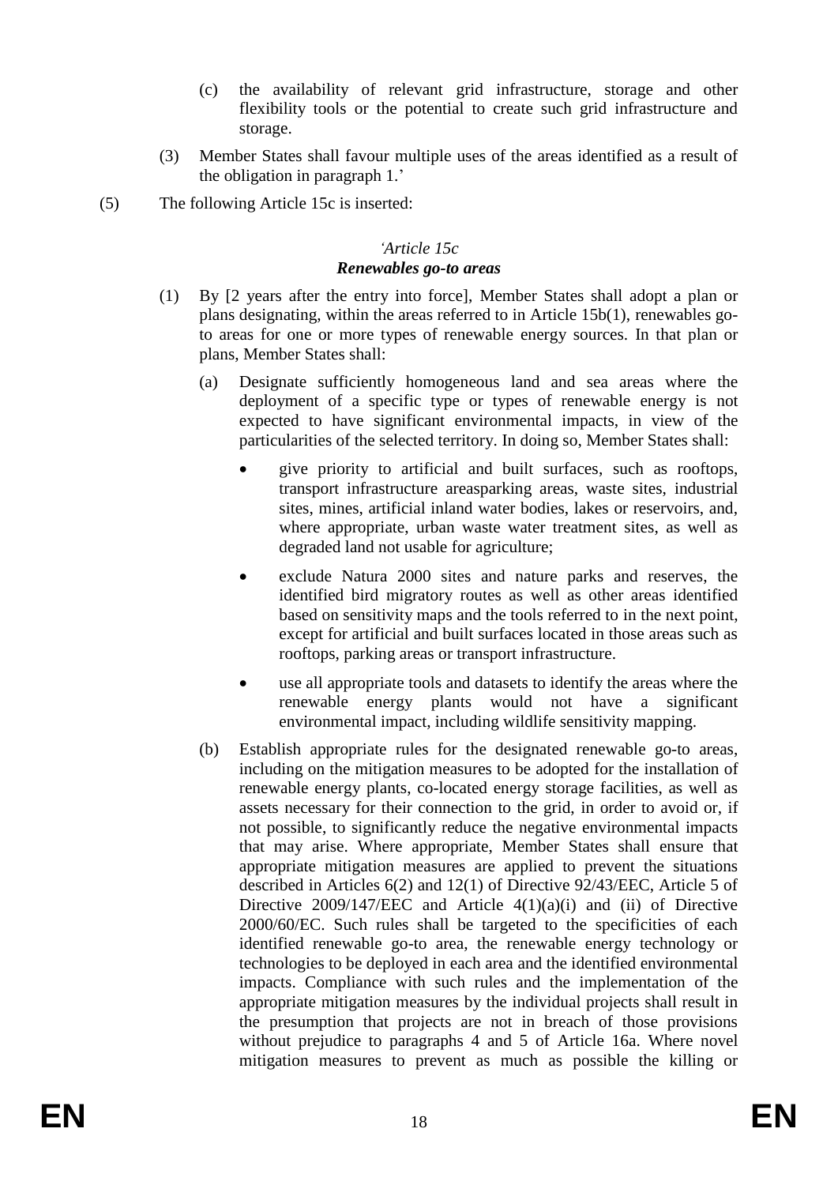(c) the availability of relevant grid infrastructure, storage and other flexibility tools or the potential to create such grid infrastructure and storage.

(3) Member States shall favour multiple uses of the areas identified as a result of the obligation in paragraph 1.'

(5) The following Article 15c is inserted:

*'Article 15c*
***Renewables go-to areas***

(1) By [2 years after the entry into force], Member States shall adopt a plan or plans designating, within the areas referred to in Article 15b(1), renewables go-to areas for one or more types of renewable energy sources. In that plan or plans, Member States shall:

(a) Designate sufficiently homogeneous land and sea areas where the deployment of a specific type or types of renewable energy is not expected to have significant environmental impacts, in view of the particularities of the selected territory. In doing so, Member States shall:

- give priority to artificial and built surfaces, such as rooftops, transport infrastructure areasparking areas, waste sites, industrial sites, mines, artificial inland water bodies, lakes or reservoirs, and, where appropriate, urban waste water treatment sites, as well as degraded land not usable for agriculture;
- exclude Natura 2000 sites and nature parks and reserves, the identified bird migratory routes as well as other areas identified based on sensitivity maps and the tools referred to in the next point, except for artificial and built surfaces located in those areas such as rooftops, parking areas or transport infrastructure.
- use all appropriate tools and datasets to identify the areas where the renewable energy plants would not have a significant environmental impact, including wildlife sensitivity mapping.

(b) Establish appropriate rules for the designated renewable go-to areas, including on the mitigation measures to be adopted for the installation of renewable energy plants, co-located energy storage facilities, as well as assets necessary for their connection to the grid, in order to avoid or, if not possible, to significantly reduce the negative environmental impacts that may arise. Where appropriate, Member States shall ensure that appropriate mitigation measures are applied to prevent the situations described in Articles 6(2) and 12(1) of Directive 92/43/EEC, Article 5 of Directive 2009/147/EEC and Article 4(1)(a)(i) and (ii) of Directive 2000/60/EC. Such rules shall be targeted to the specificities of each identified renewable go-to area, the renewable energy technology or technologies to be deployed in each area and the identified environmental impacts. Compliance with such rules and the implementation of the appropriate mitigation measures by the individual projects shall result in the presumption that projects are not in breach of those provisions without prejudice to paragraphs 4 and 5 of Article 16a. Where novel mitigation measures to prevent as much as possible the killing or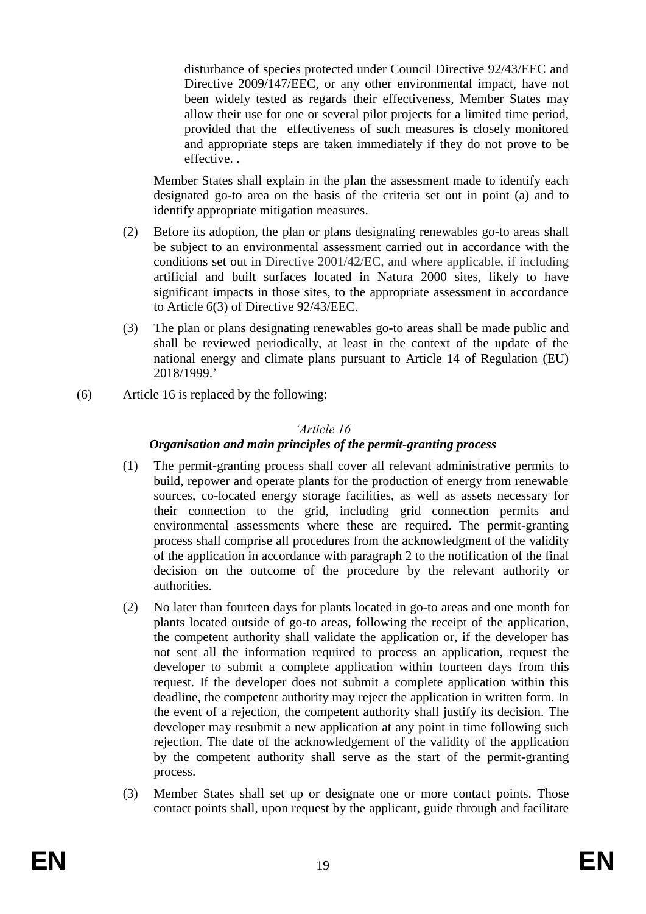disturbance of species protected under Council Directive 92/43/EEC and Directive 2009/147/EEC, or any other environmental impact, have not been widely tested as regards their effectiveness, Member States may allow their use for one or several pilot projects for a limited time period, provided that the effectiveness of such measures is closely monitored and appropriate steps are taken immediately if they do not prove to be effective. .

Member States shall explain in the plan the assessment made to identify each designated go-to area on the basis of the criteria set out in point (a) and to identify appropriate mitigation measures.

(2) Before its adoption, the plan or plans designating renewables go-to areas shall be subject to an environmental assessment carried out in accordance with the conditions set out in Directive 2001/42/EC, and where applicable, if including artificial and built surfaces located in Natura 2000 sites, likely to have significant impacts in those sites, to the appropriate assessment in accordance to Article 6(3) of Directive 92/43/EEC.

(3) The plan or plans designating renewables go-to areas shall be made public and shall be reviewed periodically, at least in the context of the update of the national energy and climate plans pursuant to Article 14 of Regulation (EU) 2018/1999.'

(6) Article 16 is replaced by the following:

*'Article 16*

***Organisation and main principles of the permit-granting process***

(1) The permit-granting process shall cover all relevant administrative permits to build, repower and operate plants for the production of energy from renewable sources, co-located energy storage facilities, as well as assets necessary for their connection to the grid, including grid connection permits and environmental assessments where these are required. The permit-granting process shall comprise all procedures from the acknowledgment of the validity of the application in accordance with paragraph 2 to the notification of the final decision on the outcome of the procedure by the relevant authority or authorities.

(2) No later than fourteen days for plants located in go-to areas and one month for plants located outside of go-to areas, following the receipt of the application, the competent authority shall validate the application or, if the developer has not sent all the information required to process an application, request the developer to submit a complete application within fourteen days from this request. If the developer does not submit a complete application within this deadline, the competent authority may reject the application in written form. In the event of a rejection, the competent authority shall justify its decision. The developer may resubmit a new application at any point in time following such rejection. The date of the acknowledgement of the validity of the application by the competent authority shall serve as the start of the permit-granting process.

(3) Member States shall set up or designate one or more contact points. Those contact points shall, upon request by the applicant, guide through and facilitate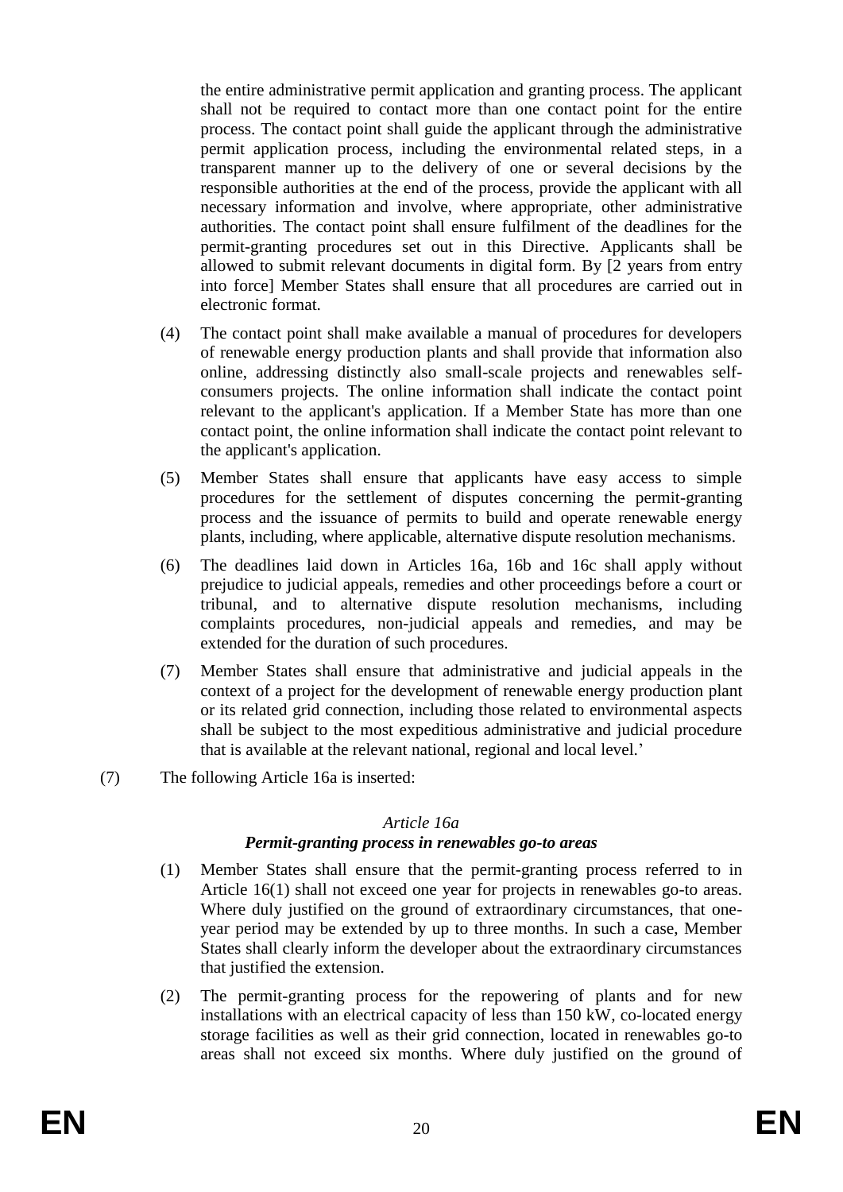the entire administrative permit application and granting process. The applicant shall not be required to contact more than one contact point for the entire process. The contact point shall guide the applicant through the administrative permit application process, including the environmental related steps, in a transparent manner up to the delivery of one or several decisions by the responsible authorities at the end of the process, provide the applicant with all necessary information and involve, where appropriate, other administrative authorities. The contact point shall ensure fulfilment of the deadlines for the permit-granting procedures set out in this Directive. Applicants shall be allowed to submit relevant documents in digital form. By [2 years from entry into force] Member States shall ensure that all procedures are carried out in electronic format.

(4) The contact point shall make available a manual of procedures for developers of renewable energy production plants and shall provide that information also online, addressing distinctly also small-scale projects and renewables self-consumers projects. The online information shall indicate the contact point relevant to the applicant's application. If a Member State has more than one contact point, the online information shall indicate the contact point relevant to the applicant's application.

(5) Member States shall ensure that applicants have easy access to simple procedures for the settlement of disputes concerning the permit-granting process and the issuance of permits to build and operate renewable energy plants, including, where applicable, alternative dispute resolution mechanisms.

(6) The deadlines laid down in Articles 16a, 16b and 16c shall apply without prejudice to judicial appeals, remedies and other proceedings before a court or tribunal, and to alternative dispute resolution mechanisms, including complaints procedures, non-judicial appeals and remedies, and may be extended for the duration of such procedures.

(7) Member States shall ensure that administrative and judicial appeals in the context of a project for the development of renewable energy production plant or its related grid connection, including those related to environmental aspects shall be subject to the most expeditious administrative and judicial procedure that is available at the relevant national, regional and local level.'

(7) The following Article 16a is inserted:

*Article 16a*

***Permit-granting process in renewables go-to areas***

(1) Member States shall ensure that the permit-granting process referred to in Article 16(1) shall not exceed one year for projects in renewables go-to areas. Where duly justified on the ground of extraordinary circumstances, that one-year period may be extended by up to three months. In such a case, Member States shall clearly inform the developer about the extraordinary circumstances that justified the extension.

(2) The permit-granting process for the repowering of plants and for new installations with an electrical capacity of less than 150 kW, co-located energy storage facilities as well as their grid connection, located in renewables go-to areas shall not exceed six months. Where duly justified on the ground of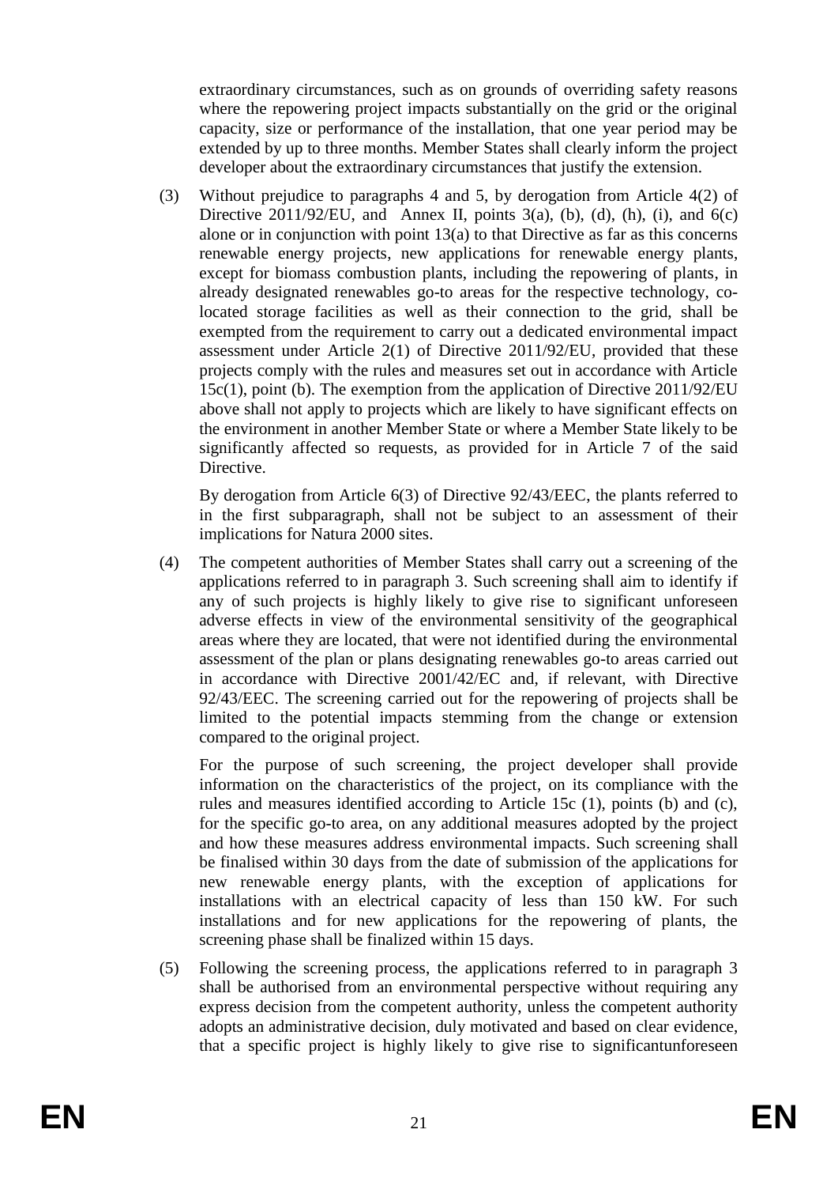extraordinary circumstances, such as on grounds of overriding safety reasons where the repowering project impacts substantially on the grid or the original capacity, size or performance of the installation, that one year period may be extended by up to three months. Member States shall clearly inform the project developer about the extraordinary circumstances that justify the extension.

(3) Without prejudice to paragraphs 4 and 5, by derogation from Article 4(2) of Directive 2011/92/EU, and Annex II, points 3(a), (b), (d), (h), (i), and 6(c) alone or in conjunction with point 13(a) to that Directive as far as this concerns renewable energy projects, new applications for renewable energy plants, except for biomass combustion plants, including the repowering of plants, in already designated renewables go-to areas for the respective technology, co-located storage facilities as well as their connection to the grid, shall be exempted from the requirement to carry out a dedicated environmental impact assessment under Article 2(1) of Directive 2011/92/EU, provided that these projects comply with the rules and measures set out in accordance with Article 15c(1), point (b). The exemption from the application of Directive 2011/92/EU above shall not apply to projects which are likely to have significant effects on the environment in another Member State or where a Member State likely to be significantly affected so requests, as provided for in Article 7 of the said Directive.

By derogation from Article 6(3) of Directive 92/43/EEC, the plants referred to in the first subparagraph, shall not be subject to an assessment of their implications for Natura 2000 sites.

(4) The competent authorities of Member States shall carry out a screening of the applications referred to in paragraph 3. Such screening shall aim to identify if any of such projects is highly likely to give rise to significant unforeseen adverse effects in view of the environmental sensitivity of the geographical areas where they are located, that were not identified during the environmental assessment of the plan or plans designating renewables go-to areas carried out in accordance with Directive 2001/42/EC and, if relevant, with Directive 92/43/EEC. The screening carried out for the repowering of projects shall be limited to the potential impacts stemming from the change or extension compared to the original project.

For the purpose of such screening, the project developer shall provide information on the characteristics of the project, on its compliance with the rules and measures identified according to Article 15c (1), points (b) and (c), for the specific go-to area, on any additional measures adopted by the project and how these measures address environmental impacts. Such screening shall be finalised within 30 days from the date of submission of the applications for new renewable energy plants, with the exception of applications for installations with an electrical capacity of less than 150 kW. For such installations and for new applications for the repowering of plants, the screening phase shall be finalized within 15 days.

(5) Following the screening process, the applications referred to in paragraph 3 shall be authorised from an environmental perspective without requiring any express decision from the competent authority, unless the competent authority adopts an administrative decision, duly motivated and based on clear evidence, that a specific project is highly likely to give rise to significantunforeseen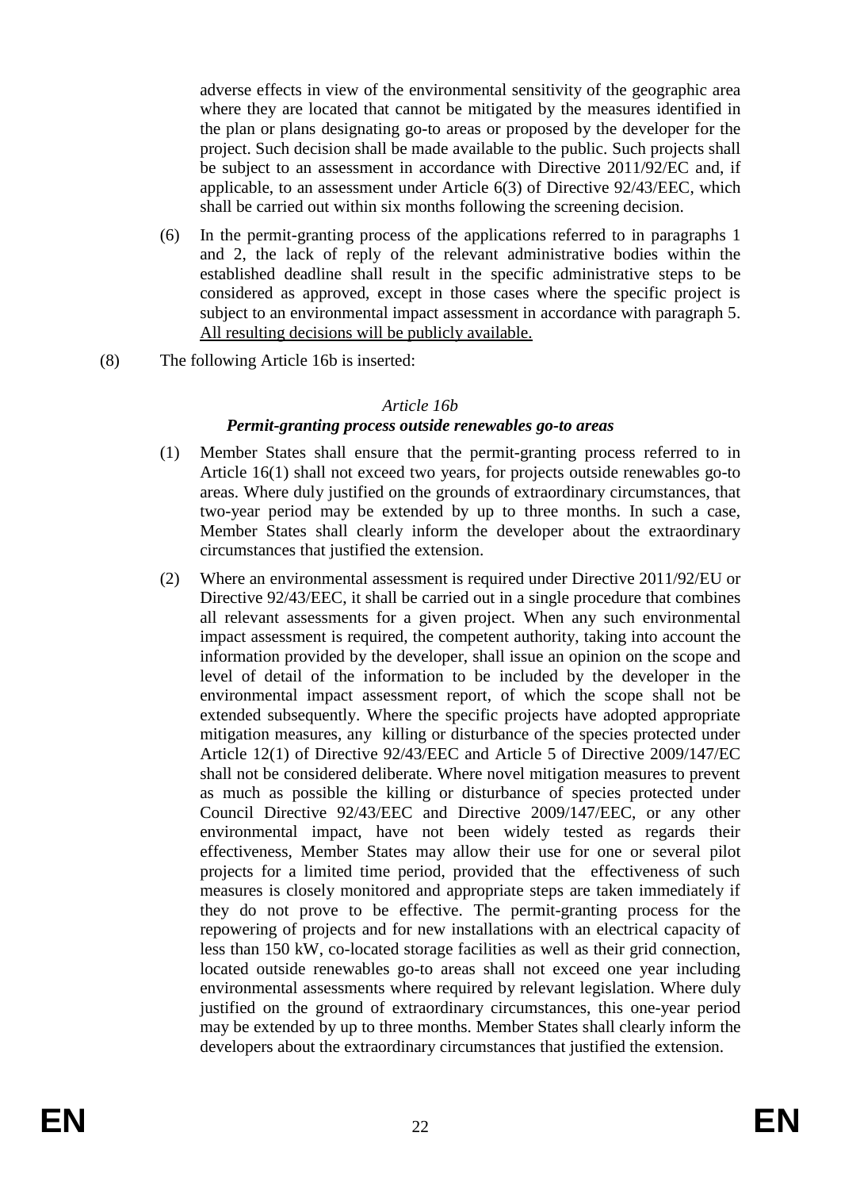adverse effects in view of the environmental sensitivity of the geographic area where they are located that cannot be mitigated by the measures identified in the plan or plans designating go-to areas or proposed by the developer for the project. Such decision shall be made available to the public. Such projects shall be subject to an assessment in accordance with Directive 2011/92/EC and, if applicable, to an assessment under Article 6(3) of Directive 92/43/EEC, which shall be carried out within six months following the screening decision.

(6) In the permit-granting process of the applications referred to in paragraphs 1 and 2, the lack of reply of the relevant administrative bodies within the established deadline shall result in the specific administrative steps to be considered as approved, except in those cases where the specific project is subject to an environmental impact assessment in accordance with paragraph 5. <u>All resulting decisions will be publicly available.</u>

(8) The following Article 16b is inserted:

*Article 16b*

***Permit-granting process outside renewables go-to areas***

(1) Member States shall ensure that the permit-granting process referred to in Article 16(1) shall not exceed two years, for projects outside renewables go-to areas. Where duly justified on the grounds of extraordinary circumstances, that two-year period may be extended by up to three months. In such a case, Member States shall clearly inform the developer about the extraordinary circumstances that justified the extension.

(2) Where an environmental assessment is required under Directive 2011/92/EU or Directive 92/43/EEC, it shall be carried out in a single procedure that combines all relevant assessments for a given project. When any such environmental impact assessment is required, the competent authority, taking into account the information provided by the developer, shall issue an opinion on the scope and level of detail of the information to be included by the developer in the environmental impact assessment report, of which the scope shall not be extended subsequently. Where the specific projects have adopted appropriate mitigation measures, any killing or disturbance of the species protected under Article 12(1) of Directive 92/43/EEC and Article 5 of Directive 2009/147/EC shall not be considered deliberate. Where novel mitigation measures to prevent as much as possible the killing or disturbance of species protected under Council Directive 92/43/EEC and Directive 2009/147/EEC, or any other environmental impact, have not been widely tested as regards their effectiveness, Member States may allow their use for one or several pilot projects for a limited time period, provided that the effectiveness of such measures is closely monitored and appropriate steps are taken immediately if they do not prove to be effective. The permit-granting process for the repowering of projects and for new installations with an electrical capacity of less than 150 kW, co-located storage facilities as well as their grid connection, located outside renewables go-to areas shall not exceed one year including environmental assessments where required by relevant legislation. Where duly justified on the ground of extraordinary circumstances, this one-year period may be extended by up to three months. Member States shall clearly inform the developers about the extraordinary circumstances that justified the extension.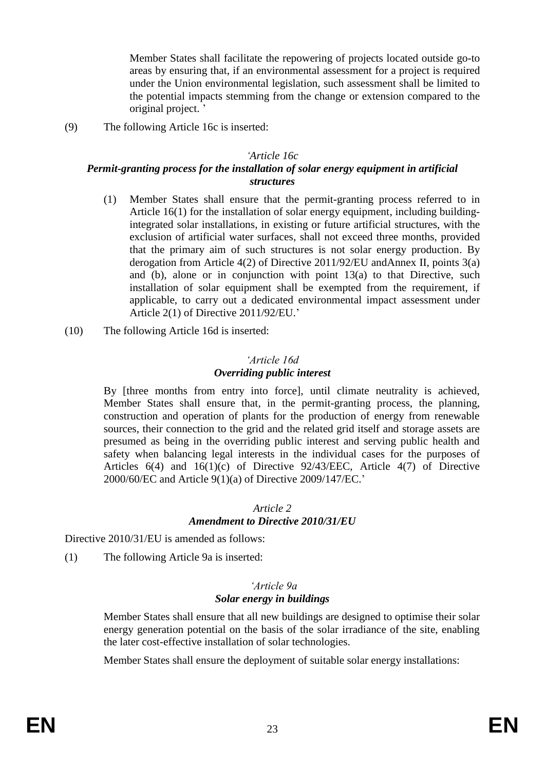Member States shall facilitate the repowering of projects located outside go-to areas by ensuring that, if an environmental assessment for a project is required under the Union environmental legislation, such assessment shall be limited to the potential impacts stemming from the change or extension compared to the original project. '

(9) The following Article 16c is inserted:

*'Article 16c*

***Permit-granting process for the installation of solar energy equipment in artificial structures***

(1) Member States shall ensure that the permit-granting process referred to in Article 16(1) for the installation of solar energy equipment, including building-integrated solar installations, in existing or future artificial structures, with the exclusion of artificial water surfaces, shall not exceed three months, provided that the primary aim of such structures is not solar energy production. By derogation from Article 4(2) of Directive 2011/92/EU andAnnex II, points 3(a) and (b), alone or in conjunction with point 13(a) to that Directive, such installation of solar equipment shall be exempted from the requirement, if applicable, to carry out a dedicated environmental impact assessment under Article 2(1) of Directive 2011/92/EU.'

(10) The following Article 16d is inserted:

*'Article 16d*

***Overriding public interest***

By [three months from entry into force], until climate neutrality is achieved, Member States shall ensure that, in the permit-granting process, the planning, construction and operation of plants for the production of energy from renewable sources, their connection to the grid and the related grid itself and storage assets are presumed as being in the overriding public interest and serving public health and safety when balancing legal interests in the individual cases for the purposes of Articles 6(4) and 16(1)(c) of Directive 92/43/EEC, Article 4(7) of Directive 2000/60/EC and Article 9(1)(a) of Directive 2009/147/EC.'

*Article 2*

***Amendment to Directive 2010/31/EU***

Directive 2010/31/EU is amended as follows:

(1) The following Article 9a is inserted:

*'Article 9a*

***Solar energy in buildings***

Member States shall ensure that all new buildings are designed to optimise their solar energy generation potential on the basis of the solar irradiance of the site, enabling the later cost-effective installation of solar technologies.

Member States shall ensure the deployment of suitable solar energy installations: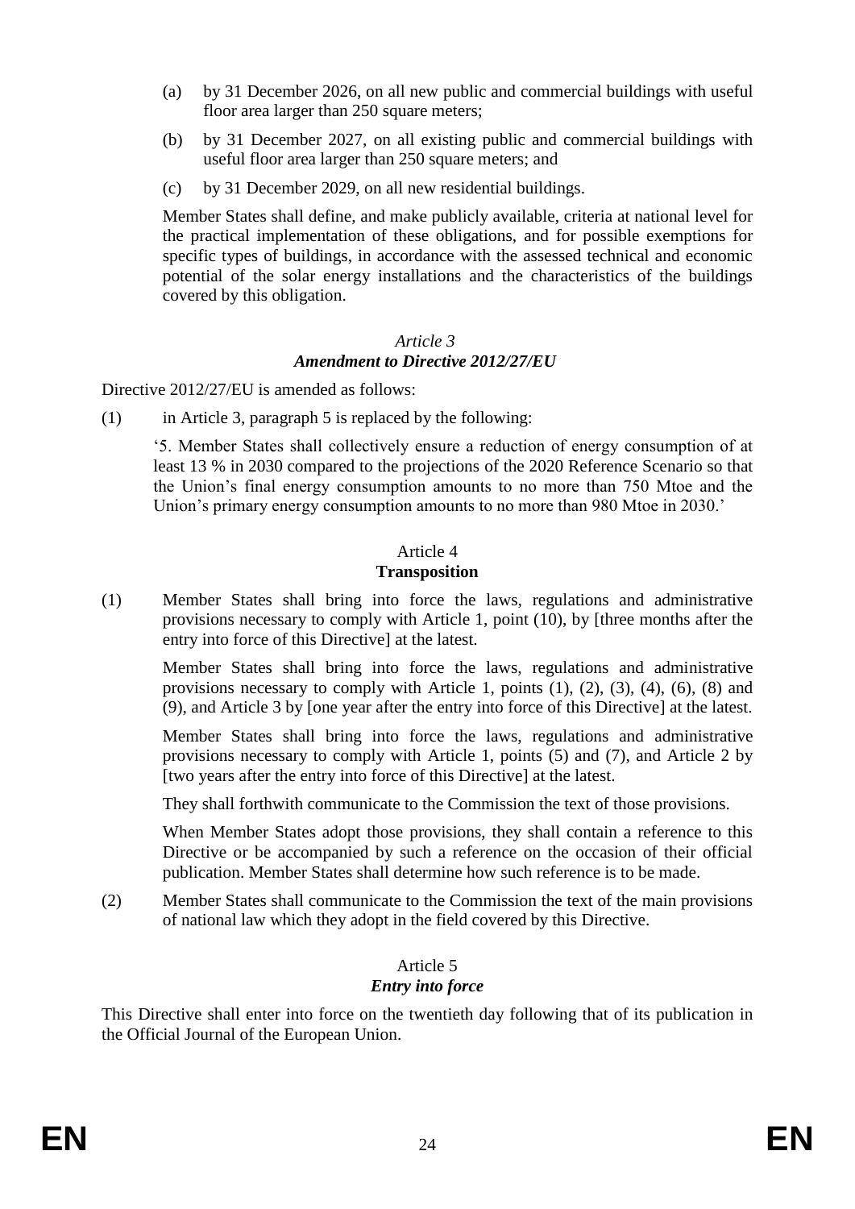(a) by 31 December 2026, on all new public and commercial buildings with useful floor area larger than 250 square meters;

(b) by 31 December 2027, on all existing public and commercial buildings with useful floor area larger than 250 square meters; and

(c) by 31 December 2029, on all new residential buildings.

Member States shall define, and make publicly available, criteria at national level for the practical implementation of these obligations, and for possible exemptions for specific types of buildings, in accordance with the assessed technical and economic potential of the solar energy installations and the characteristics of the buildings covered by this obligation.

### *Article 3*
### ***Amendment to Directive 2012/27/EU***

Directive 2012/27/EU is amended as follows:

(1) in Article 3, paragraph 5 is replaced by the following:

'5. Member States shall collectively ensure a reduction of energy consumption of at least 13 % in 2030 compared to the projections of the 2020 Reference Scenario so that the Union's final energy consumption amounts to no more than 750 Mtoe and the Union's primary energy consumption amounts to no more than 980 Mtoe in 2030.'

### Article 4
### **Transposition**

(1) Member States shall bring into force the laws, regulations and administrative provisions necessary to comply with Article 1, point (10), by [three months after the entry into force of this Directive] at the latest.

Member States shall bring into force the laws, regulations and administrative provisions necessary to comply with Article 1, points (1), (2), (3), (4), (6), (8) and (9), and Article 3 by [one year after the entry into force of this Directive] at the latest.

Member States shall bring into force the laws, regulations and administrative provisions necessary to comply with Article 1, points (5) and (7), and Article 2 by [two years after the entry into force of this Directive] at the latest.

They shall forthwith communicate to the Commission the text of those provisions.

When Member States adopt those provisions, they shall contain a reference to this Directive or be accompanied by such a reference on the occasion of their official publication. Member States shall determine how such reference is to be made.

(2) Member States shall communicate to the Commission the text of the main provisions of national law which they adopt in the field covered by this Directive.

### Article 5
### ***Entry into force***

This Directive shall enter into force on the twentieth day following that of its publication in the Official Journal of the European Union.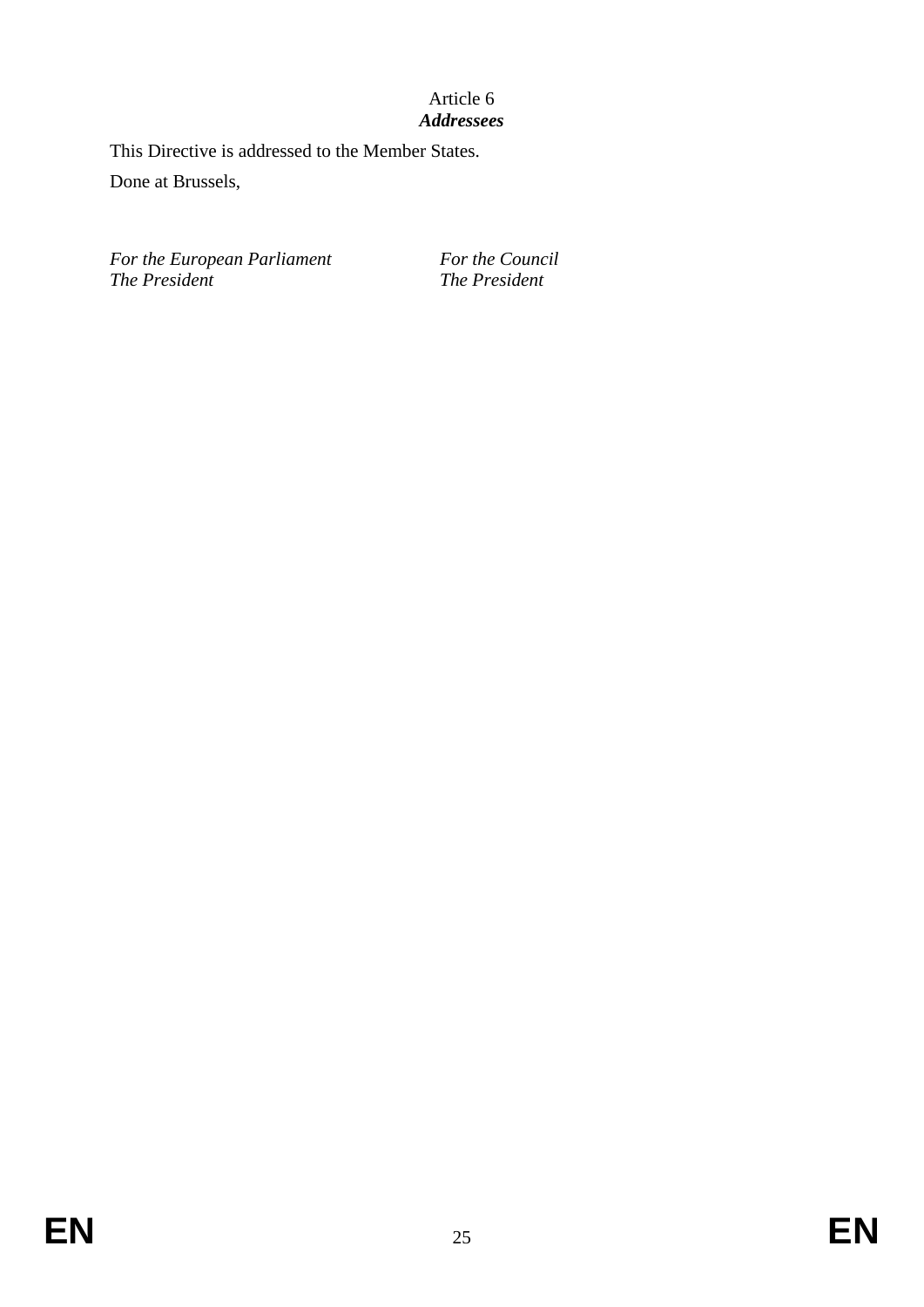Article 6

***Addressees***

This Directive is addressed to the Member States.

Done at Brussels,

| | |
|---|---|
| *For the European Parliament* | *For the Council* |
| *The President* | *The President* |